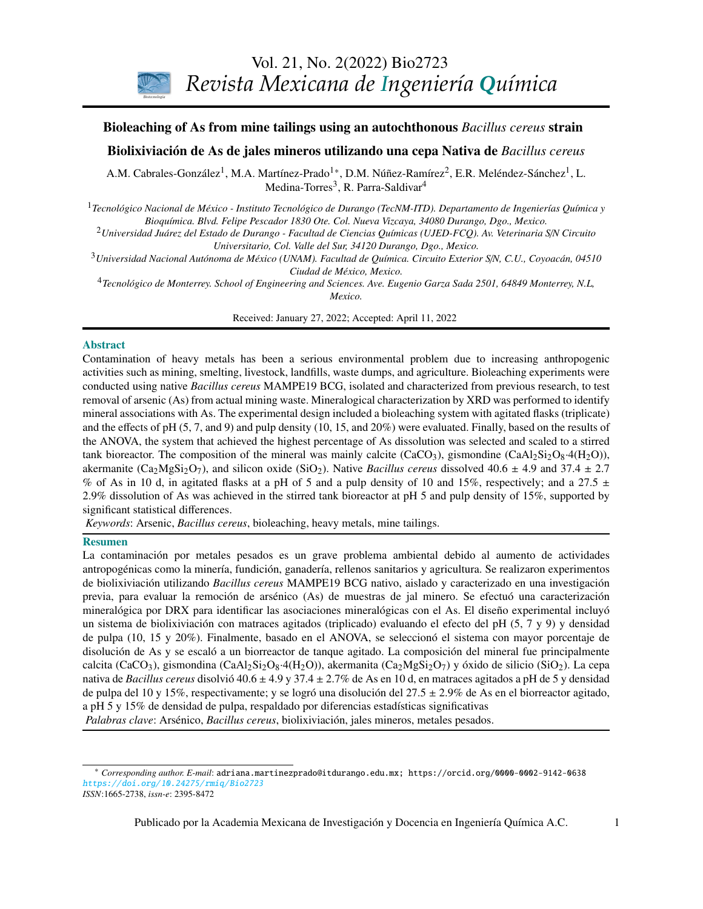# Bioleaching of As from mine tailings using an autochthonous *Bacillus cereus* strain

# Biolixiviación de As de jales mineros utilizando una cepa Nativa de *Bacillus cereus*

A.M. Cabrales-González[1], M.A. Martínez-Prado[1*], D.M. Núñez-Ramírez[2], E.R. Meléndez-Sánchez[1], L. Medina-Torres[3], R. Parra-Saldivar[4]

[1] *Tecnológico Nacional de México - Instituto Tecnológico de Durango (TecNM-ITD). Departamento de Ingenierías Química y Bioquímica. Blvd. Felipe Pescador 1830 Ote. Col. Nueva Vizcaya, 34080 Durango, Dgo., Mexico.*

[2] *Universidad Juárez del Estado de Durango - Facultad de Ciencias Químicas (UJED-FCQ). Av. Veterinaria S/N Circuito Universitario, Col. Valle del Sur, 34120 Durango, Dgo., Mexico.*

[3] *Universidad Nacional Autónoma de México (UNAM). Facultad de Química. Circuito Exterior S/N, C.U., Coyoacán, 04510 Ciudad de México, Mexico.*

[4] *Tecnológico de Monterrey. School of Engineering and Sciences. Ave. Eugenio Garza Sada 2501, 64849 Monterrey, N.L, Mexico.*

Received: January 27, 2022; Accepted: April 11, 2022

## Abstract

Contamination of heavy metals has been a serious environmental problem due to increasing anthropogenic activities such as mining, smelting, livestock, landfills, waste dumps, and agriculture. Bioleaching experiments were conducted using native *Bacillus cereus* MAMPE19 BCG, isolated and characterized from previous research, to test removal of arsenic (As) from actual mining waste. Mineralogical characterization by XRD was performed to identify mineral associations with As. The experimental design included a bioleaching system with agitated flasks (triplicate) and the effects of pH (5, 7, and 9) and pulp density (10, 15, and 20%) were evaluated. Finally, based on the results of the ANOVA, the system that achieved the highest percentage of As dissolution was selected and scaled to a stirred tank bioreactor. The composition of the mineral was mainly calcite ($CaCO_3$), gismondine ($CaAl_2Si_2O_8 \cdot 4(H_2O)$), akermanite ($Ca_2MgSi_2O_7$), and silicon oxide ($SiO_2$). Native *Bacillus cereus* dissolved 40.6 ± 4.9 and 37.4 ± 2.7 % of As in 10 d, in agitated flasks at a pH of 5 and a pulp density of 10 and 15%, respectively; and a 27.5 ± 2.9% dissolution of As was achieved in the stirred tank bioreactor at pH 5 and pulp density of 15%, supported by significant statistical differences.

*Keywords*: Arsenic, *Bacillus cereus*, bioleaching, heavy metals, mine tailings.

## Resumen

La contaminación por metales pesados es un grave problema ambiental debido al aumento de actividades antropogénicas como la minería, fundición, ganadería, rellenos sanitarios y agricultura. Se realizaron experimentos de biolixiviación utilizando *Bacillus cereus* MAMPE19 BCG nativo, aislado y caracterizado en una investigación previa, para evaluar la remoción de arsénico (As) de muestras de jal minero. Se efectuó una caracterización mineralógica por DRX para identificar las asociaciones mineralógicas con el As. El diseño experimental incluyó un sistema de biolixiviación con matraces agitados (triplicado) evaluando el efecto del pH (5, 7 y 9) y densidad de pulpa (10, 15 y 20%). Finalmente, basado en el ANOVA, se seleccionó el sistema con mayor porcentaje de disolución de As y se escaló a un biorreactor de tanque agitado. La composición del mineral fue principalmente calcita ($CaCO_3$), gismondina ($CaAl_2Si_2O_8 \cdot 4(H_2O)$), akermanita ($Ca_2MgSi_2O_7$) y óxido de silicio ($SiO_2$). La cepa nativa de *Bacillus cereus* disolvió 40.6 ± 4.9 y 37.4 ± 2.7% de As en 10 d, en matraces agitados a pH de 5 y densidad de pulpa del 10 y 15%, respectivamente; y se logró una disolución del 27.5 ± 2.9% de As en el biorreactor agitado, a pH 5 y 15% de densidad de pulpa, respaldado por diferencias estadísticas significativas

*Palabras clave*: Arsénico, *Bacillus cereus*, biolixiviación, jales mineros, metales pesados.

---

[*] *Corresponding author. E-mail*: adriana.martinezprado@itdurango.edu.mx; https://orcid.org/0000-0002-9142-0638
https://doi.org/10.24275/rmiq/Bio2723
*ISSN*:1665-2738, *issn-e*: 2395-8472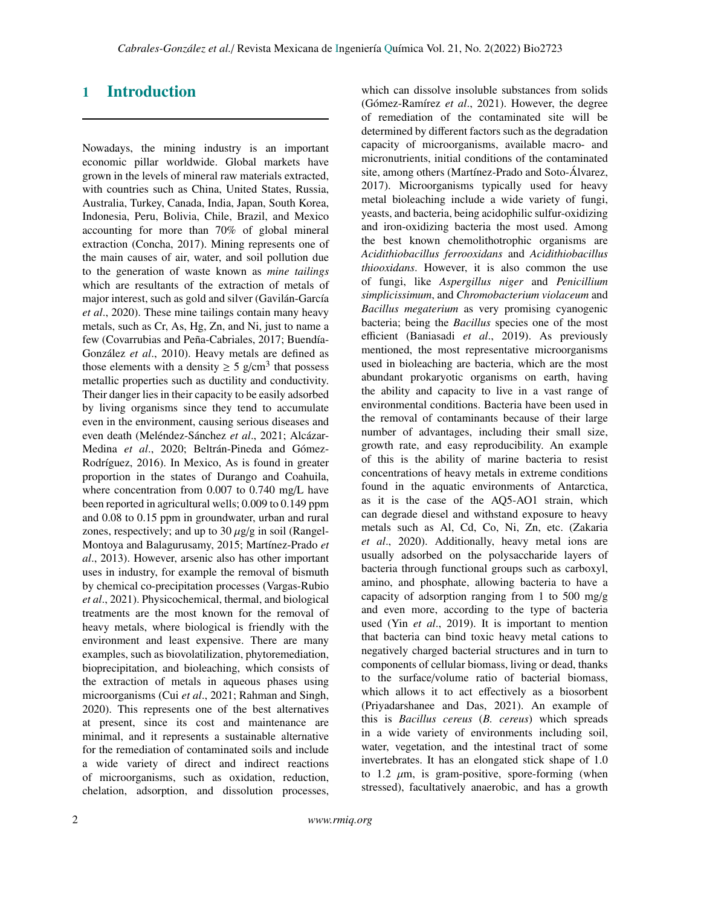# 1 Introduction

Nowadays, the mining industry is an important economic pillar worldwide. Global markets have grown in the levels of mineral raw materials extracted, with countries such as China, United States, Russia, Australia, Turkey, Canada, India, Japan, South Korea, Indonesia, Peru, Bolivia, Chile, Brazil, and Mexico accounting for more than 70% of global mineral extraction (Concha, 2017). Mining represents one of the main causes of air, water, and soil pollution due to the generation of waste known as *mine tailings* which are resultants of the extraction of metals of major interest, such as gold and silver (Gavilán-García *et al*., 2020). These mine tailings contain many heavy metals, such as Cr, As, Hg, Zn, and Ni, just to name a few (Covarrubias and Peña-Cabriales, 2017; Buendía-González *et al*., 2010). Heavy metals are defined as those elements with a density $\geq$ 5 g/cm$^3$ that possess metallic properties such as ductility and conductivity. Their danger lies in their capacity to be easily adsorbed by living organisms since they tend to accumulate even in the environment, causing serious diseases and even death (Meléndez-Sánchez *et al*., 2021; Alcázar-Medina *et al*., 2020; Beltrán-Pineda and Gómez-Rodríguez, 2016). In Mexico, As is found in greater proportion in the states of Durango and Coahuila, where concentration from 0.007 to 0.740 mg/L have been reported in agricultural wells; 0.009 to 0.149 ppm and 0.08 to 0.15 ppm in groundwater, urban and rural zones, respectively; and up to 30 $\mu$g/g in soil (Rangel-Montoya and Balagurusamy, 2015; Martínez-Prado *et al*., 2013). However, arsenic also has other important uses in industry, for example the removal of bismuth by chemical co-precipitation processes (Vargas-Rubio *et al*., 2021). Physicochemical, thermal, and biological treatments are the most known for the removal of heavy metals, where biological is friendly with the environment and least expensive. There are many examples, such as biovolatilization, phytoremediation, bioprecipitation, and bioleaching, which consists of the extraction of metals in aqueous phases using microorganisms (Cui *et al*., 2021; Rahman and Singh, 2020). This represents one of the best alternatives at present, since its cost and maintenance are minimal, and it represents a sustainable alternative for the remediation of contaminated soils and include a wide variety of direct and indirect reactions of microorganisms, such as oxidation, reduction, chelation, adsorption, and dissolution processes, which can dissolve insoluble substances from solids (Gómez-Ramírez *et al*., 2021). However, the degree of remediation of the contaminated site will be determined by different factors such as the degradation capacity of microorganisms, available macro- and micronutrients, initial conditions of the contaminated site, among others (Martínez-Prado and Soto-Álvarez, 2017). Microorganisms typically used for heavy metal bioleaching include a wide variety of fungi, yeasts, and bacteria, being acidophilic sulfur-oxidizing and iron-oxidizing bacteria the most used. Among the best known chemolithotrophic organisms are *Acidithiobacillus ferrooxidans* and *Acidithiobacillus thiooxidans*. However, it is also common the use of fungi, like *Aspergillus niger* and *Penicillium simplicissimum*, and *Chromobacterium violaceum* and *Bacillus megaterium* as very promising cyanogenic bacteria; being the *Bacillus* species one of the most efficient (Baniasadi *et al*., 2019). As previously mentioned, the most representative microorganisms used in bioleaching are bacteria, which are the most abundant prokaryotic organisms on earth, having the ability and capacity to live in a vast range of environmental conditions. Bacteria have been used in the removal of contaminants because of their large number of advantages, including their small size, growth rate, and easy reproducibility. An example of this is the ability of marine bacteria to resist concentrations of heavy metals in extreme conditions found in the aquatic environments of Antarctica, as it is the case of the AQ5-AO1 strain, which can degrade diesel and withstand exposure to heavy metals such as Al, Cd, Co, Ni, Zn, etc. (Zakaria *et al*., 2020). Additionally, heavy metal ions are usually adsorbed on the polysaccharide layers of bacteria through functional groups such as carboxyl, amino, and phosphate, allowing bacteria to have a capacity of adsorption ranging from 1 to 500 mg/g and even more, according to the type of bacteria used (Yin *et al*., 2019). It is important to mention that bacteria can bind toxic heavy metal cations to negatively charged bacterial structures and in turn to components of cellular biomass, living or dead, thanks to the surface/volume ratio of bacterial biomass, which allows it to act effectively as a biosorbent (Priyadarshanee and Das, 2021). An example of this is *Bacillus cereus* (*B. cereus*) which spreads in a wide variety of environments including soil, water, vegetation, and the intestinal tract of some invertebrates. It has an elongated stick shape of 1.0 to 1.2 $\mu$m, is gram-positive, spore-forming (when stressed), facultatively anaerobic, and has a growth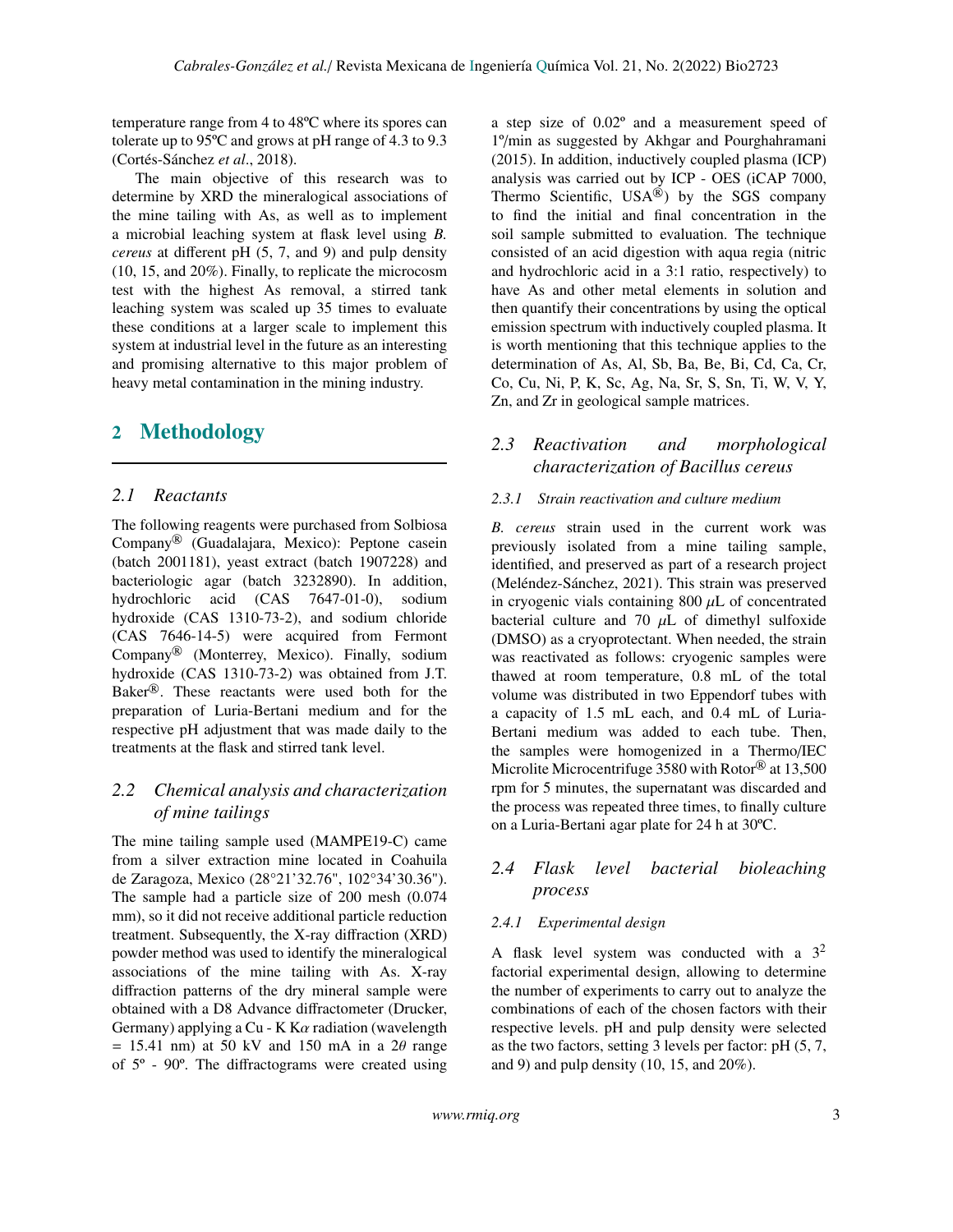temperature range from 4 to 48ºC where its spores can tolerate up to 95ºC and grows at pH range of 4.3 to 9.3 (Cortés-Sánchez *et al*., 2018).

The main objective of this research was to determine by XRD the mineralogical associations of the mine tailing with As, as well as to implement a microbial leaching system at flask level using *B. cereus* at different pH (5, 7, and 9) and pulp density (10, 15, and 20%). Finally, to replicate the microcosm test with the highest As removal, a stirred tank leaching system was scaled up 35 times to evaluate these conditions at a larger scale to implement this system at industrial level in the future as an interesting and promising alternative to this major problem of heavy metal contamination in the mining industry.

## 2 Methodology

### 2.1 Reactants

The following reagents were purchased from Solbiosa Company® (Guadalajara, Mexico): Peptone casein (batch 2001181), yeast extract (batch 1907228) and bacteriologic agar (batch 3232890). In addition, hydrochloric acid (CAS 7647-01-0), sodium hydroxide (CAS 1310-73-2), and sodium chloride (CAS 7646-14-5) were acquired from Fermont Company® (Monterrey, Mexico). Finally, sodium hydroxide (CAS 1310-73-2) was obtained from J.T. Baker®. These reactants were used both for the preparation of Luria-Bertani medium and for the respective pH adjustment that was made daily to the treatments at the flask and stirred tank level.

### 2.2 Chemical analysis and characterization of mine tailings

The mine tailing sample used (MAMPE19-C) came from a silver extraction mine located in Coahuila de Zaragoza, Mexico (28°21'32.76", 102°34'30.36"). The sample had a particle size of 200 mesh (0.074 mm), so it did not receive additional particle reduction treatment. Subsequently, the X-ray diffraction (XRD) powder method was used to identify the mineralogical associations of the mine tailing with As. X-ray diffraction patterns of the dry mineral sample were obtained with a D8 Advance diffractometer (Drucker, Germany) applying a Cu - K K$\alpha$ radiation (wavelength = 15.41 nm) at 50 kV and 150 mA in a 2$\theta$ range of 5º - 90º. The diffractograms were created using a step size of 0.02º and a measurement speed of 1º/min as suggested by Akhgar and Pourghahramani (2015). In addition, inductively coupled plasma (ICP) analysis was carried out by ICP - OES (iCAP 7000, Thermo Scientific, USA®) by the SGS company to find the initial and final concentration in the soil sample submitted to evaluation. The technique consisted of an acid digestion with aqua regia (nitric and hydrochloric acid in a 3:1 ratio, respectively) to have As and other metal elements in solution and then quantify their concentrations by using the optical emission spectrum with inductively coupled plasma. It is worth mentioning that this technique applies to the determination of As, Al, Sb, Ba, Be, Bi, Cd, Ca, Cr, Co, Cu, Ni, P, K, Sc, Ag, Na, Sr, S, Sn, Ti, W, V, Y, Zn, and Zr in geological sample matrices.

### 2.3 Reactivation and morphological characterization of Bacillus cereus

#### 2.3.1 Strain reactivation and culture medium

*B. cereus* strain used in the current work was previously isolated from a mine tailing sample, identified, and preserved as part of a research project (Meléndez-Sánchez, 2021). This strain was preserved in cryogenic vials containing 800 $\mu$L of concentrated bacterial culture and 70 $\mu$L of dimethyl sulfoxide (DMSO) as a cryoprotectant. When needed, the strain was reactivated as follows: cryogenic samples were thawed at room temperature, 0.8 mL of the total volume was distributed in two Eppendorf tubes with a capacity of 1.5 mL each, and 0.4 mL of Luria-Bertani medium was added to each tube. Then, the samples were homogenized in a Thermo/IEC Microlite Microcentrifuge 3580 with Rotor® at 13,500 rpm for 5 minutes, the supernatant was discarded and the process was repeated three times, to finally culture on a Luria-Bertani agar plate for 24 h at 30ºC.

### 2.4 Flask level bacterial bioleaching process

#### 2.4.1 Experimental design

A flask level system was conducted with a $3^2$ factorial experimental design, allowing to determine the number of experiments to carry out to analyze the combinations of each of the chosen factors with their respective levels. pH and pulp density were selected as the two factors, setting 3 levels per factor: pH (5, 7, and 9) and pulp density (10, 15, and 20%).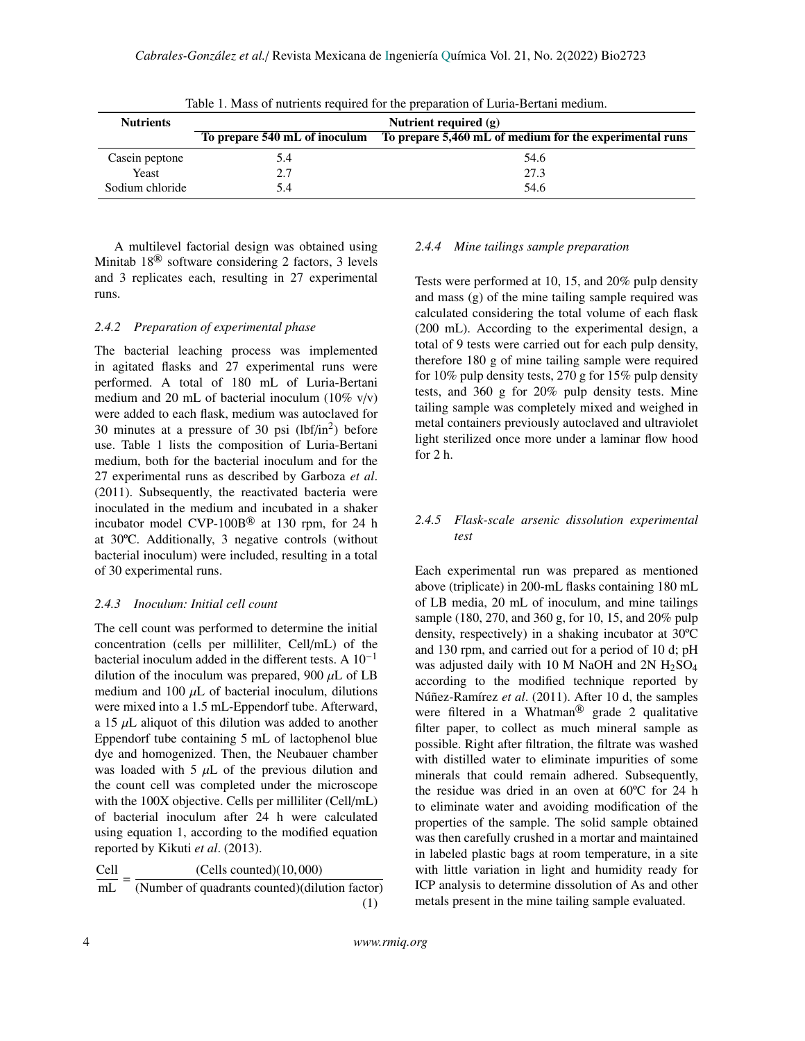Table 1. Mass of nutrients required for the preparation of Luria-Bertani medium.

| Nutrients | Nutrient required (g) | |
|---|---|---|
| | To prepare 540 mL of inoculum | To prepare 5,460 mL of medium for the experimental runs |
| Casein peptone | 5.4 | 54.6 |
| Yeast | 2.7 | 27.3 |
| Sodium chloride | 5.4 | 54.6 |

A multilevel factorial design was obtained using Minitab 18® software considering 2 factors, 3 levels and 3 replicates each, resulting in 27 experimental runs.

### *2.4.2 Preparation of experimental phase*

The bacterial leaching process was implemented in agitated flasks and 27 experimental runs were performed. A total of 180 mL of Luria-Bertani medium and 20 mL of bacterial inoculum (10% v/v) were added to each flask, medium was autoclaved for 30 minutes at a pressure of 30 psi (lbf/in$^2$) before use. Table 1 lists the composition of Luria-Bertani medium, both for the bacterial inoculum and for the 27 experimental runs as described by Garboza *et al*. (2011). Subsequently, the reactivated bacteria were inoculated in the medium and incubated in a shaker incubator model CVP-100B® at 130 rpm, for 24 h at 30ºC. Additionally, 3 negative controls (without bacterial inoculum) were included, resulting in a total of 30 experimental runs.

### *2.4.3 Inoculum: Initial cell count*

The cell count was performed to determine the initial concentration (cells per milliliter, Cell/mL) of the bacterial inoculum added in the different tests. A $10^{-1}$ dilution of the inoculum was prepared, 900 $\mu$L of LB medium and 100 $\mu$L of bacterial inoculum, dilutions were mixed into a 1.5 mL-Eppendorf tube. Afterward, a 15 $\mu$L aliquot of this dilution was added to another Eppendorf tube containing 5 mL of lactophenol blue dye and homogenized. Then, the Neubauer chamber was loaded with 5 $\mu$L of the previous dilution and the count cell was completed under the microscope with the 100X objective. Cells per milliliter (Cell/mL) of bacterial inoculum after 24 h were calculated using equation 1, according to the modified equation reported by Kikuti *et al*. (2013).

$$\frac{\text{Cell}}{\text{mL}} = \frac{(\text{Cells counted})(10,000)}{(\text{Number of quadrants counted})(\text{dilution factor})} \tag{1}$$

### *2.4.4 Mine tailings sample preparation*

Tests were performed at 10, 15, and 20% pulp density and mass (g) of the mine tailing sample required was calculated considering the total volume of each flask (200 mL). According to the experimental design, a total of 9 tests were carried out for each pulp density, therefore 180 g of mine tailing sample were required for 10% pulp density tests, 270 g for 15% pulp density tests, and 360 g for 20% pulp density tests. Mine tailing sample was completely mixed and weighed in metal containers previously autoclaved and ultraviolet light sterilized once more under a laminar flow hood for 2 h.

### *2.4.5 Flask-scale arsenic dissolution experimental test*

Each experimental run was prepared as mentioned above (triplicate) in 200-mL flasks containing 180 mL of LB media, 20 mL of inoculum, and mine tailings sample (180, 270, and 360 g, for 10, 15, and 20% pulp density, respectively) in a shaking incubator at 30ºC and 130 rpm, and carried out for a period of 10 d; pH was adjusted daily with 10 M NaOH and 2N $H_2SO_4$ according to the modified technique reported by Núñez-Ramírez *et al*. (2011). After 10 d, the samples were filtered in a Whatman® grade 2 qualitative filter paper, to collect as much mineral sample as possible. Right after filtration, the filtrate was washed with distilled water to eliminate impurities of some minerals that could remain adhered. Subsequently, the residue was dried in an oven at 60ºC for 24 h to eliminate water and avoiding modification of the properties of the sample. The solid sample obtained was then carefully crushed in a mortar and maintained in labeled plastic bags at room temperature, in a site with little variation in light and humidity ready for ICP analysis to determine dissolution of As and other metals present in the mine tailing sample evaluated.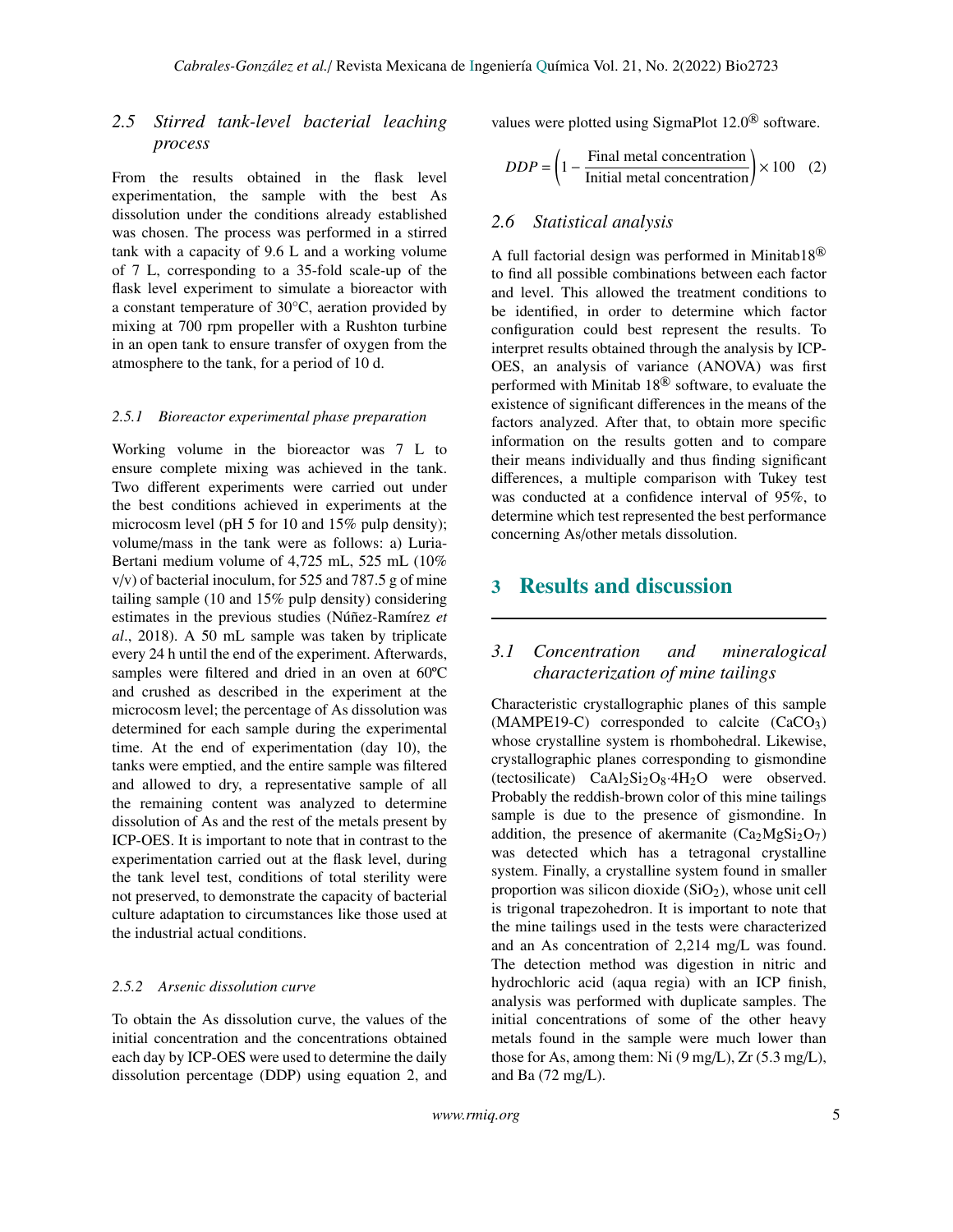### 2.5 Stirred tank-level bacterial leaching process

From the results obtained in the flask level experimentation, the sample with the best As dissolution under the conditions already established was chosen. The process was performed in a stirred tank with a capacity of 9.6 L and a working volume of 7 L, corresponding to a 35-fold scale-up of the flask level experiment to simulate a bioreactor with a constant temperature of 30°C, aeration provided by mixing at 700 rpm propeller with a Rushton turbine in an open tank to ensure transfer of oxygen from the atmosphere to the tank, for a period of 10 d.

#### 2.5.1 Bioreactor experimental phase preparation

Working volume in the bioreactor was 7 L to ensure complete mixing was achieved in the tank. Two different experiments were carried out under the best conditions achieved in experiments at the microcosm level (pH 5 for 10 and 15% pulp density); volume/mass in the tank were as follows: a) Luria-Bertani medium volume of 4,725 mL, 525 mL (10% v/v) of bacterial inoculum, for 525 and 787.5 g of mine tailing sample (10 and 15% pulp density) considering estimates in the previous studies (Núñez-Ramírez *et al*., 2018). A 50 mL sample was taken by triplicate every 24 h until the end of the experiment. Afterwards, samples were filtered and dried in an oven at 60ºC and crushed as described in the experiment at the microcosm level; the percentage of As dissolution was determined for each sample during the experimental time. At the end of experimentation (day 10), the tanks were emptied, and the entire sample was filtered and allowed to dry, a representative sample of all the remaining content was analyzed to determine dissolution of As and the rest of the metals present by ICP-OES. It is important to note that in contrast to the experimentation carried out at the flask level, during the tank level test, conditions of total sterility were not preserved, to demonstrate the capacity of bacterial culture adaptation to circumstances like those used at the industrial actual conditions.

#### 2.5.2 Arsenic dissolution curve

To obtain the As dissolution curve, the values of the initial concentration and the concentrations obtained each day by ICP-OES were used to determine the daily dissolution percentage (DDP) using equation 2, and values were plotted using SigmaPlot 12.0® software.

$$DDP = \left(1 - \frac{\text{Final metal concentration}}{\text{Initial metal concentration}}\right) \times 100 \quad (2)$$

### 2.6 Statistical analysis

A full factorial design was performed in Minitab18® to find all possible combinations between each factor and level. This allowed the treatment conditions to be identified, in order to determine which factor configuration could best represent the results. To interpret results obtained through the analysis by ICP-OES, an analysis of variance (ANOVA) was first performed with Minitab 18® software, to evaluate the existence of significant differences in the means of the factors analyzed. After that, to obtain more specific information on the results gotten and to compare their means individually and thus finding significant differences, a multiple comparison with Tukey test was conducted at a confidence interval of 95%, to determine which test represented the best performance concerning As/other metals dissolution.

## 3 Results and discussion

### 3.1 Concentration and mineralogical characterization of mine tailings

Characteristic crystallographic planes of this sample (MAMPE19-C) corresponded to calcite ($CaCO_3$) whose crystalline system is rhombohedral. Likewise, crystallographic planes corresponding to gismondine (tectosilicate) $CaAl_2Si_2O_8{\cdot}4H_2O$ were observed. Probably the reddish-brown color of this mine tailings sample is due to the presence of gismondine. In addition, the presence of akermanite ($Ca_2MgSi_2O_7$) was detected which has a tetragonal crystalline system. Finally, a crystalline system found in smaller proportion was silicon dioxide ($SiO_2$), whose unit cell is trigonal trapezohedron. It is important to note that the mine tailings used in the tests were characterized and an As concentration of 2,214 mg/L was found. The detection method was digestion in nitric and hydrochloric acid (aqua regia) with an ICP finish, analysis was performed with duplicate samples. The initial concentrations of some of the other heavy metals found in the sample were much lower than those for As, among them: Ni (9 mg/L), Zr (5.3 mg/L), and Ba (72 mg/L).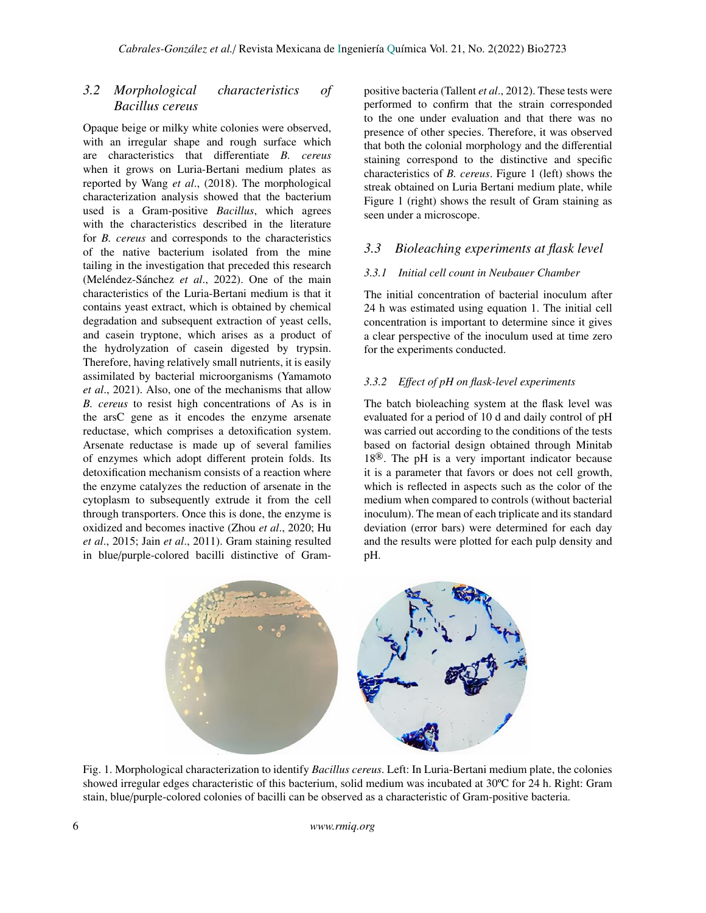### 3.2 Morphological characteristics of *Bacillus cereus*

Opaque beige or milky white colonies were observed, with an irregular shape and rough surface which are characteristics that differentiate *B. cereus* when it grows on Luria-Bertani medium plates as reported by Wang *et al*., (2018). The morphological characterization analysis showed that the bacterium used is a Gram-positive *Bacillus*, which agrees with the characteristics described in the literature for *B. cereus* and corresponds to the characteristics of the native bacterium isolated from the mine tailing in the investigation that preceded this research (Meléndez-Sánchez *et al*., 2022). One of the main characteristics of the Luria-Bertani medium is that it contains yeast extract, which is obtained by chemical degradation and subsequent extraction of yeast cells, and casein tryptone, which arises as a product of the hydrolyzation of casein digested by trypsin. Therefore, having relatively small nutrients, it is easily assimilated by bacterial microorganisms (Yamamoto *et al*., 2021). Also, one of the mechanisms that allow *B. cereus* to resist high concentrations of As is in the arsC gene as it encodes the enzyme arsenate reductase, which comprises a detoxification system. Arsenate reductase is made up of several families of enzymes which adopt different protein folds. Its detoxification mechanism consists of a reaction where the enzyme catalyzes the reduction of arsenate in the cytoplasm to subsequently extrude it from the cell through transporters. Once this is done, the enzyme is oxidized and becomes inactive (Zhou *et al*., 2020; Hu *et al*., 2015; Jain *et al*., 2011). Gram staining resulted in blue/purple-colored bacilli distinctive of Gram-positive bacteria (Tallent *et al*., 2012). These tests were performed to confirm that the strain corresponded to the one under evaluation and that there was no presence of other species. Therefore, it was observed that both the colonial morphology and the differential staining correspond to the distinctive and specific characteristics of *B. cereus*. Figure 1 (left) shows the streak obtained on Luria Bertani medium plate, while Figure 1 (right) shows the result of Gram staining as seen under a microscope.

### 3.3 Bioleaching experiments at flask level

#### 3.3.1 Initial cell count in Neubauer Chamber

The initial concentration of bacterial inoculum after 24 h was estimated using equation 1. The initial cell concentration is important to determine since it gives a clear perspective of the inoculum used at time zero for the experiments conducted.

#### 3.3.2 Effect of pH on flask-level experiments

The batch bioleaching system at the flask level was evaluated for a period of 10 d and daily control of pH was carried out according to the conditions of the tests based on factorial design obtained through Minitab 18®. The pH is a very important indicator because it is a parameter that favors or does not cell growth, which is reflected in aspects such as the color of the medium when compared to controls (without bacterial inoculum). The mean of each triplicate and its standard deviation (error bars) were determined for each day and the results were plotted for each pulp density and pH.

Fig. 1. Morphological characterization to identify *Bacillus cereus*. Left: In Luria-Bertani medium plate, the colonies showed irregular edges characteristic of this bacterium, solid medium was incubated at 30ºC for 24 h. Right: Gram stain, blue/purple-colored colonies of bacilli can be observed as a characteristic of Gram-positive bacteria.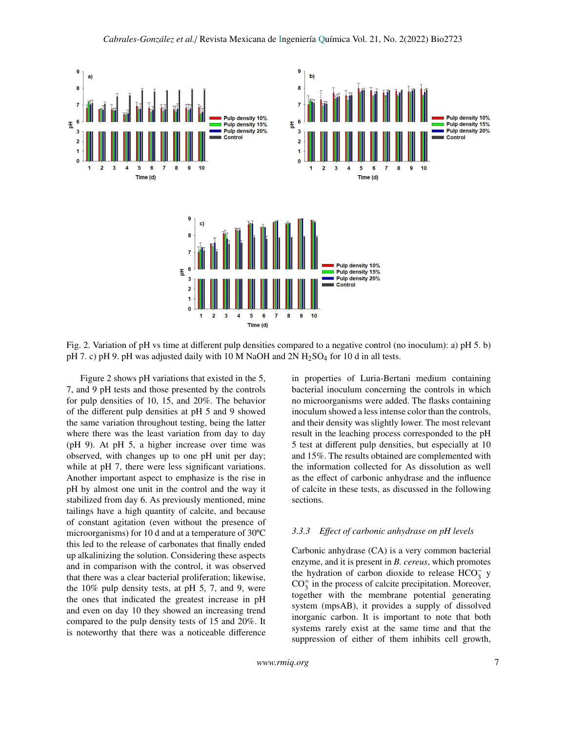Fig. 2. Variation of pH vs time at different pulp densities compared to a negative control (no inoculum): a) pH 5. b) pH 7. c) pH 9. pH was adjusted daily with 10 M NaOH and 2N $H_2SO_4$ for 10 d in all tests.

Figure 2 shows pH variations that existed in the 5, 7, and 9 pH tests and those presented by the controls for pulp densities of 10, 15, and 20%. The behavior of the different pulp densities at pH 5 and 9 showed the same variation throughout testing, being the latter where there was the least variation from day to day (pH 9). At pH 5, a higher increase over time was observed, with changes up to one pH unit per day; while at pH 7, there were less significant variations. Another important aspect to emphasize is the rise in pH by almost one unit in the control and the way it stabilized from day 6. As previously mentioned, mine tailings have a high quantity of calcite, and because of constant agitation (even without the presence of microorganisms) for 10 d and at a temperature of 30ºC this led to the release of carbonates that finally ended up alkalinizing the solution. Considering these aspects and in comparison with the control, it was observed that there was a clear bacterial proliferation; likewise, the 10% pulp density tests, at pH 5, 7, and 9, were the ones that indicated the greatest increase in pH and even on day 10 they showed an increasing trend compared to the pulp density tests of 15 and 20%. It is noteworthy that there was a noticeable difference in properties of Luria-Bertani medium containing bacterial inoculum concerning the controls in which no microorganisms were added. The flasks containing inoculum showed a less intense color than the controls, and their density was slightly lower. The most relevant result in the leaching process corresponded to the pH 5 test at different pulp densities, but especially at 10 and 15%. The results obtained are complemented with the information collected for As dissolution as well as the effect of carbonic anhydrase and the influence of calcite in these tests, as discussed in the following sections.

#### 3.3.3 *Effect of carbonic anhydrase on pH levels*

Carbonic anhydrase (CA) is a very common bacterial enzyme, and it is present in *B. cereus*, which promotes the hydration of carbon dioxide to release $HCO_3^-$ y $CO_3^=$ in the process of calcite precipitation. Moreover, together with the membrane potential generating system (mpsAB), it provides a supply of dissolved inorganic carbon. It is important to note that both systems rarely exist at the same time and that the suppression of either of them inhibits cell growth,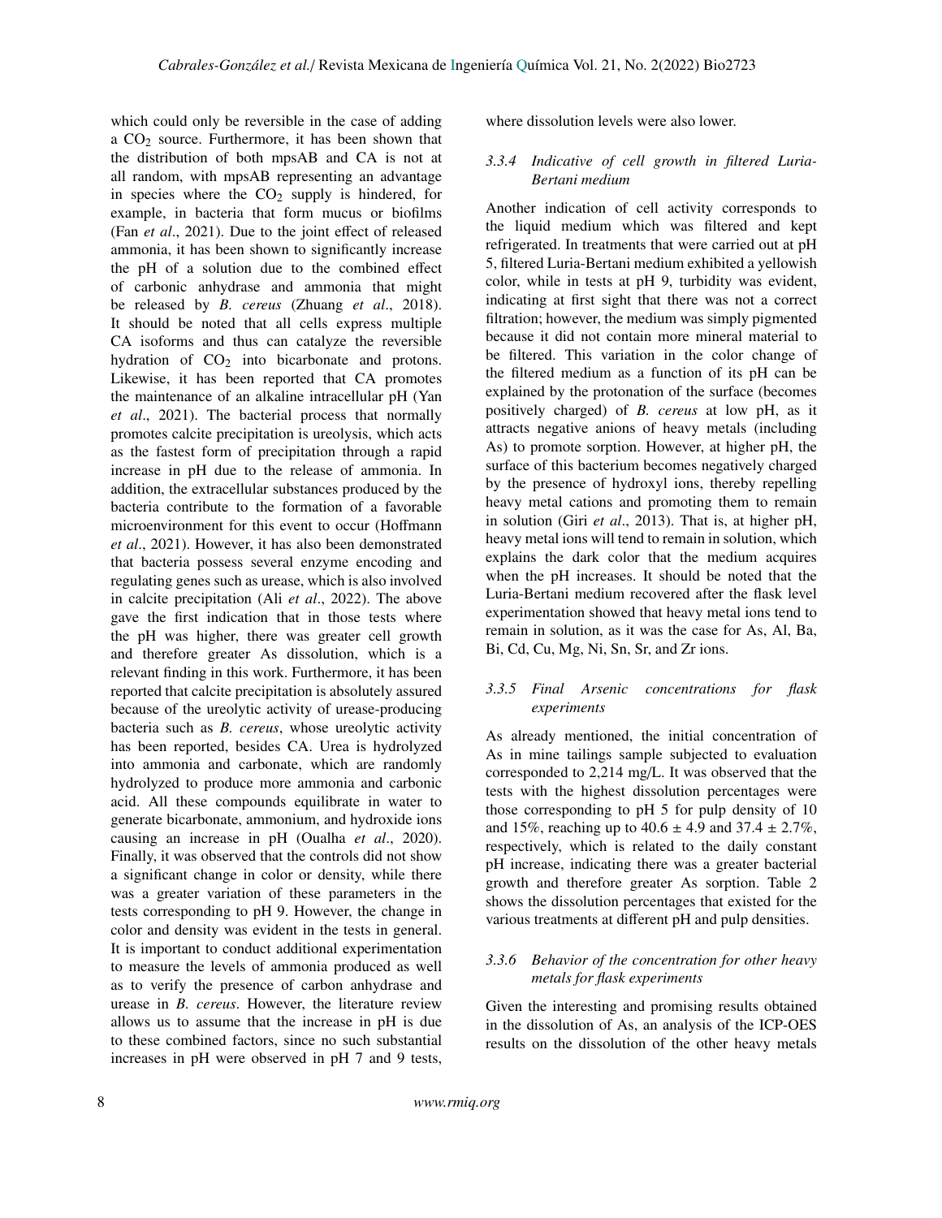which could only be reversible in the case of adding a $CO_2$ source. Furthermore, it has been shown that the distribution of both mpsAB and CA is not at all random, with mpsAB representing an advantage in species where the $CO_2$ supply is hindered, for example, in bacteria that form mucus or biofilms (Fan *et al*., 2021). Due to the joint effect of released ammonia, it has been shown to significantly increase the pH of a solution due to the combined effect of carbonic anhydrase and ammonia that might be released by *B. cereus* (Zhuang *et al*., 2018). It should be noted that all cells express multiple CA isoforms and thus can catalyze the reversible hydration of $CO_2$ into bicarbonate and protons. Likewise, it has been reported that CA promotes the maintenance of an alkaline intracellular pH (Yan *et al*., 2021). The bacterial process that normally promotes calcite precipitation is ureolysis, which acts as the fastest form of precipitation through a rapid increase in pH due to the release of ammonia. In addition, the extracellular substances produced by the bacteria contribute to the formation of a favorable microenvironment for this event to occur (Hoffmann *et al*., 2021). However, it has also been demonstrated that bacteria possess several enzyme encoding and regulating genes such as urease, which is also involved in calcite precipitation (Ali *et al*., 2022). The above gave the first indication that in those tests where the pH was higher, there was greater cell growth and therefore greater As dissolution, which is a relevant finding in this work. Furthermore, it has been reported that calcite precipitation is absolutely assured because of the ureolytic activity of urease-producing bacteria such as *B. cereus*, whose ureolytic activity has been reported, besides CA. Urea is hydrolyzed into ammonia and carbonate, which are randomly hydrolyzed to produce more ammonia and carbonic acid. All these compounds equilibrate in water to generate bicarbonate, ammonium, and hydroxide ions causing an increase in pH (Oualha *et al*., 2020). Finally, it was observed that the controls did not show a significant change in color or density, while there was a greater variation of these parameters in the tests corresponding to pH 9. However, the change in color and density was evident in the tests in general. It is important to conduct additional experimentation to measure the levels of ammonia produced as well as to verify the presence of carbon anhydrase and urease in *B. cereus*. However, the literature review allows us to assume that the increase in pH is due to these combined factors, since no such substantial increases in pH were observed in pH 7 and 9 tests, where dissolution levels were also lower.

#### *3.3.4 Indicative of cell growth in filtered Luria-Bertani medium*

Another indication of cell activity corresponds to the liquid medium which was filtered and kept refrigerated. In treatments that were carried out at pH 5, filtered Luria-Bertani medium exhibited a yellowish color, while in tests at pH 9, turbidity was evident, indicating at first sight that there was not a correct filtration; however, the medium was simply pigmented because it did not contain more mineral material to be filtered. This variation in the color change of the filtered medium as a function of its pH can be explained by the protonation of the surface (becomes positively charged) of *B. cereus* at low pH, as it attracts negative anions of heavy metals (including As) to promote sorption. However, at higher pH, the surface of this bacterium becomes negatively charged by the presence of hydroxyl ions, thereby repelling heavy metal cations and promoting them to remain in solution (Giri *et al*., 2013). That is, at higher pH, heavy metal ions will tend to remain in solution, which explains the dark color that the medium acquires when the pH increases. It should be noted that the Luria-Bertani medium recovered after the flask level experimentation showed that heavy metal ions tend to remain in solution, as it was the case for As, Al, Ba, Bi, Cd, Cu, Mg, Ni, Sn, Sr, and Zr ions.

#### *3.3.5 Final Arsenic concentrations for flask experiments*

As already mentioned, the initial concentration of As in mine tailings sample subjected to evaluation corresponded to 2,214 mg/L. It was observed that the tests with the highest dissolution percentages were those corresponding to pH 5 for pulp density of 10 and 15%, reaching up to $40.6 \pm 4.9$ and $37.4 \pm 2.7\%$, respectively, which is related to the daily constant pH increase, indicating there was a greater bacterial growth and therefore greater As sorption. Table 2 shows the dissolution percentages that existed for the various treatments at different pH and pulp densities.

#### *3.3.6 Behavior of the concentration for other heavy metals for flask experiments*

Given the interesting and promising results obtained in the dissolution of As, an analysis of the ICP-OES results on the dissolution of the other heavy metals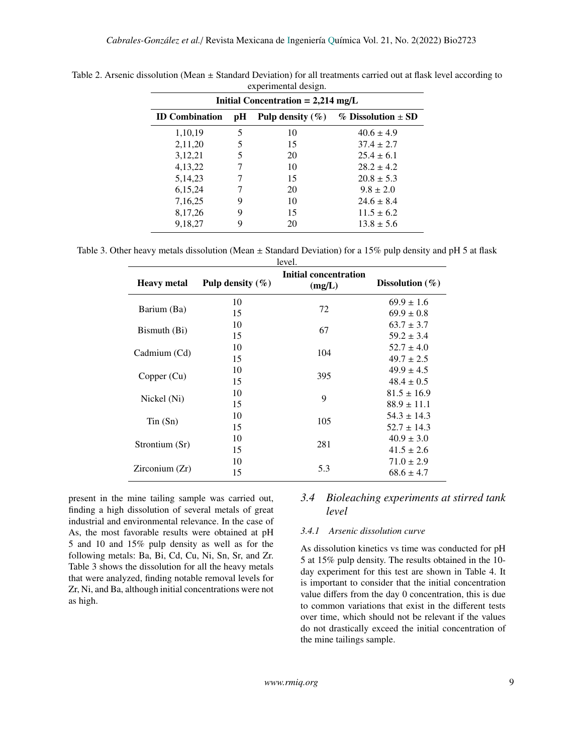Table 2. Arsenic dissolution (Mean ± Standard Deviation) for all treatments carried out at flask level according to experimental design.

| Initial Concentration = 2,214 mg/L | | | |
|---|---|---|---|
| **ID Combination** | **pH** | **Pulp density (%)** | **% Dissolution ± SD** |
| 1,10,19 | 5 | 10 | 40.6 ± 4.9 |
| 2,11,20 | 5 | 15 | 37.4 ± 2.7 |
| 3,12,21 | 5 | 20 | 25.4 ± 6.1 |
| 4,13,22 | 7 | 10 | 28.2 ± 4.2 |
| 5,14,23 | 7 | 15 | 20.8 ± 5.3 |
| 6,15,24 | 7 | 20 | 9.8 ± 2.0 |
| 7,16,25 | 9 | 10 | 24.6 ± 8.4 |
| 8,17,26 | 9 | 15 | 11.5 ± 6.2 |
| 9,18,27 | 9 | 20 | 13.8 ± 5.6 |

Table 3. Other heavy metals dissolution (Mean ± Standard Deviation) for a 15% pulp density and pH 5 at flask level.

| Heavy metal | Pulp density (%) | Initial concentration (mg/L) | Dissolution (%) |
|---|---|---|---|
| Barium (Ba) | 10 | 72 | 69.9 ± 1.6 |
| | 15 | | 69.9 ± 0.8 |
| Bismuth (Bi) | 10 | 67 | 63.7 ± 3.7 |
| | 15 | | 59.2 ± 3.4 |
| Cadmium (Cd) | 10 | 104 | 52.7 ± 4.0 |
| | 15 | | 49.7 ± 2.5 |
| Copper (Cu) | 10 | 395 | 49.9 ± 4.5 |
| | 15 | | 48.4 ± 0.5 |
| Nickel (Ni) | 10 | 9 | 81.5 ± 16.9 |
| | 15 | | 88.9 ± 11.1 |
| Tin (Sn) | 10 | 105 | 54.3 ± 14.3 |
| | 15 | | 52.7 ± 14.3 |
| Strontium (Sr) | 10 | 281 | 40.9 ± 3.0 |
| | 15 | | 41.5 ± 2.6 |
| Zirconium (Zr) | 10 | 5.3 | 71.0 ± 2.9 |
| | 15 | | 68.6 ± 4.7 |

present in the mine tailing sample was carried out, finding a high dissolution of several metals of great industrial and environmental relevance. In the case of As, the most favorable results were obtained at pH 5 and 10 and 15% pulp density as well as for the following metals: Ba, Bi, Cd, Cu, Ni, Sn, Sr, and Zr. Table 3 shows the dissolution for all the heavy metals that were analyzed, finding notable removal levels for Zr, Ni, and Ba, although initial concentrations were not as high.

## *3.4 Bioleaching experiments at stirred tank level*

### *3.4.1 Arsenic dissolution curve*

As dissolution kinetics vs time was conducted for pH 5 at 15% pulp density. The results obtained in the 10-day experiment for this test are shown in Table 4. It is important to consider that the initial concentration value differs from the day 0 concentration, this is due to common variations that exist in the different tests over time, which should not be relevant if the values do not drastically exceed the initial concentration of the mine tailings sample.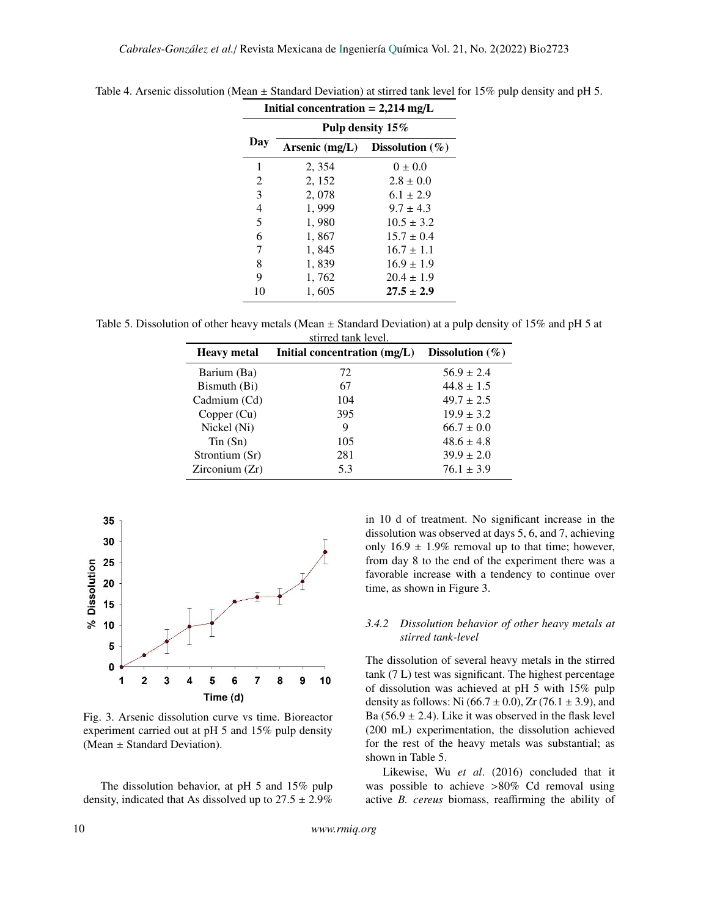Table 4. Arsenic dissolution (Mean ± Standard Deviation) at stirred tank level for 15% pulp density and pH 5.

| Initial concentration = 2,214 mg/L | | |
|---|---|---|
| Day | Pulp density 15% | |
| | Arsenic (mg/L) | Dissolution (%) |
| 1 | 2, 354 | 0 ± 0.0 |
| 2 | 2, 152 | 2.8 ± 0.0 |
| 3 | 2, 078 | 6.1 ± 2.9 |
| 4 | 1, 999 | 9.7 ± 4.3 |
| 5 | 1, 980 | 10.5 ± 3.2 |
| 6 | 1, 867 | 15.7 ± 0.4 |
| 7 | 1, 845 | 16.7 ± 1.1 |
| 8 | 1, 839 | 16.9 ± 1.9 |
| 9 | 1, 762 | 20.4 ± 1.9 |
| 10 | 1, 605 | **27.5 ± 2.9** |

Table 5. Dissolution of other heavy metals (Mean ± Standard Deviation) at a pulp density of 15% and pH 5 at stirred tank level.

| Heavy metal | Initial concentration (mg/L) | Dissolution (%) |
|---|---|---|
| Barium (Ba) | 72 | 56.9 ± 2.4 |
| Bismuth (Bi) | 67 | 44.8 ± 1.5 |
| Cadmium (Cd) | 104 | 49.7 ± 2.5 |
| Copper (Cu) | 395 | 19.9 ± 3.2 |
| Nickel (Ni) | 9 | 66.7 ± 0.0 |
| Tin (Sn) | 105 | 48.6 ± 4.8 |
| Strontium (Sr) | 281 | 39.9 ± 2.0 |
| Zirconium (Zr) | 5.3 | 76.1 ± 3.9 |

Fig. 3. Arsenic dissolution curve vs time. Bioreactor experiment carried out at pH 5 and 15% pulp density (Mean ± Standard Deviation).

The dissolution behavior, at pH 5 and 15% pulp density, indicated that As dissolved up to 27.5 ± 2.9% in 10 d of treatment. No significant increase in the dissolution was observed at days 5, 6, and 7, achieving only 16.9 ± 1.9% removal up to that time; however, from day 8 to the end of the experiment there was a favorable increase with a tendency to continue over time, as shown in Figure 3.

### *3.4.2 Dissolution behavior of other heavy metals at stirred tank-level*

The dissolution of several heavy metals in the stirred tank (7 L) test was significant. The highest percentage of dissolution was achieved at pH 5 with 15% pulp density as follows: Ni (66.7 ± 0.0), Zr (76.1 ± 3.9), and Ba (56.9 ± 2.4). Like it was observed in the flask level (200 mL) experimentation, the dissolution achieved for the rest of the heavy metals was substantial; as shown in Table 5.

Likewise, Wu *et al*. (2016) concluded that it was possible to achieve >80% Cd removal using active *B. cereus* biomass, reaffirming the ability of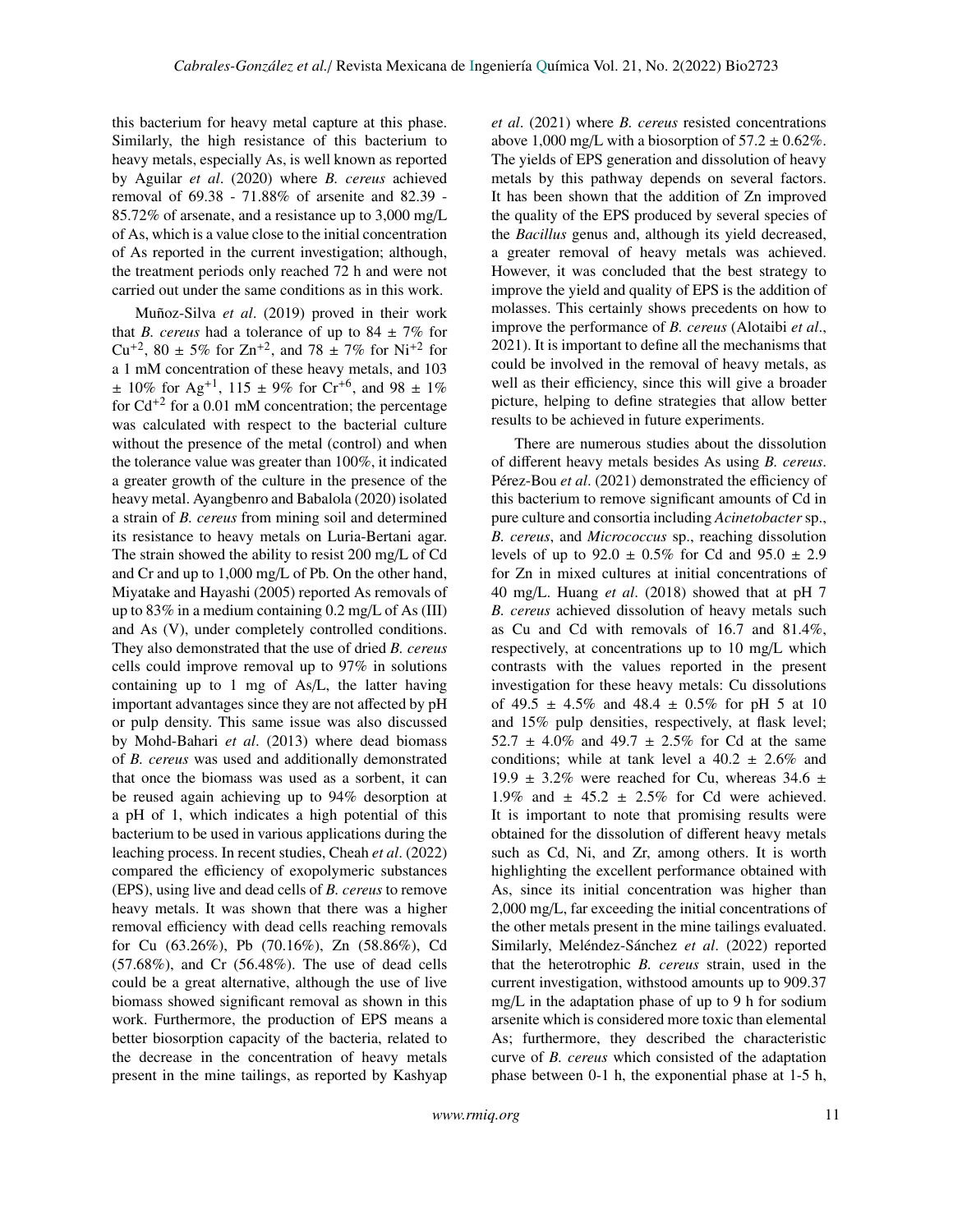this bacterium for heavy metal capture at this phase. Similarly, the high resistance of this bacterium to heavy metals, especially As, is well known as reported by Aguilar *et al*. (2020) where *B. cereus* achieved removal of 69.38 - 71.88% of arsenite and 82.39 - 85.72% of arsenate, and a resistance up to 3,000 mg/L of As, which is a value close to the initial concentration of As reported in the current investigation; although, the treatment periods only reached 72 h and were not carried out under the same conditions as in this work.

Muñoz-Silva *et al*. (2019) proved in their work that *B. cereus* had a tolerance of up to 84 ± 7% for $Cu^{+2}$, 80 ± 5% for $Zn^{+2}$, and 78 ± 7% for $Ni^{+2}$ for a 1 mM concentration of these heavy metals, and 103 ± 10% for $Ag^{+1}$, 115 ± 9% for $Cr^{+6}$, and 98 ± 1% for $Cd^{+2}$ for a 0.01 mM concentration; the percentage was calculated with respect to the bacterial culture without the presence of the metal (control) and when the tolerance value was greater than 100%, it indicated a greater growth of the culture in the presence of the heavy metal. Ayangbenro and Babalola (2020) isolated a strain of *B. cereus* from mining soil and determined its resistance to heavy metals on Luria-Bertani agar. The strain showed the ability to resist 200 mg/L of Cd and Cr and up to 1,000 mg/L of Pb. On the other hand, Miyatake and Hayashi (2005) reported As removals of up to 83% in a medium containing 0.2 mg/L of As (III) and As (V), under completely controlled conditions. They also demonstrated that the use of dried *B. cereus* cells could improve removal up to 97% in solutions containing up to 1 mg of As/L, the latter having important advantages since they are not affected by pH or pulp density. This same issue was also discussed by Mohd-Bahari *et al*. (2013) where dead biomass of *B. cereus* was used and additionally demonstrated that once the biomass was used as a sorbent, it can be reused again achieving up to 94% desorption at a pH of 1, which indicates a high potential of this bacterium to be used in various applications during the leaching process. In recent studies, Cheah *et al*. (2022) compared the efficiency of exopolymeric substances (EPS), using live and dead cells of *B. cereus* to remove heavy metals. It was shown that there was a higher removal efficiency with dead cells reaching removals for Cu (63.26%), Pb (70.16%), Zn (58.86%), Cd (57.68%), and Cr (56.48%). The use of dead cells could be a great alternative, although the use of live biomass showed significant removal as shown in this work. Furthermore, the production of EPS means a better biosorption capacity of the bacteria, related to the decrease in the concentration of heavy metals present in the mine tailings, as reported by Kashyap *et al*. (2021) where *B. cereus* resisted concentrations above 1,000 mg/L with a biosorption of 57.2 ± 0.62%. The yields of EPS generation and dissolution of heavy metals by this pathway depends on several factors. It has been shown that the addition of Zn improved the quality of the EPS produced by several species of the *Bacillus* genus and, although its yield decreased, a greater removal of heavy metals was achieved. However, it was concluded that the best strategy to improve the yield and quality of EPS is the addition of molasses. This certainly shows precedents on how to improve the performance of *B. cereus* (Alotaibi *et al*., 2021). It is important to define all the mechanisms that could be involved in the removal of heavy metals, as well as their efficiency, since this will give a broader picture, helping to define strategies that allow better results to be achieved in future experiments.

There are numerous studies about the dissolution of different heavy metals besides As using *B. cereus*. Pérez-Bou *et al*. (2021) demonstrated the efficiency of this bacterium to remove significant amounts of Cd in pure culture and consortia including *Acinetobacter* sp., *B. cereus*, and *Micrococcus* sp., reaching dissolution levels of up to 92.0 ± 0.5% for Cd and 95.0 ± 2.9 for Zn in mixed cultures at initial concentrations of 40 mg/L. Huang *et al*. (2018) showed that at pH 7 *B. cereus* achieved dissolution of heavy metals such as Cu and Cd with removals of 16.7 and 81.4%, respectively, at concentrations up to 10 mg/L which contrasts with the values reported in the present investigation for these heavy metals: Cu dissolutions of 49.5 ± 4.5% and 48.4 ± 0.5% for pH 5 at 10 and 15% pulp densities, respectively, at flask level; 52.7 ± 4.0% and 49.7 ± 2.5% for Cd at the same conditions; while at tank level a 40.2 ± 2.6% and 19.9 ± 3.2% were reached for Cu, whereas 34.6 ± 1.9% and ± 45.2 ± 2.5% for Cd were achieved. It is important to note that promising results were obtained for the dissolution of different heavy metals such as Cd, Ni, and Zr, among others. It is worth highlighting the excellent performance obtained with As, since its initial concentration was higher than 2,000 mg/L, far exceeding the initial concentrations of the other metals present in the mine tailings evaluated. Similarly, Meléndez-Sánchez *et al*. (2022) reported that the heterotrophic *B. cereus* strain, used in the current investigation, withstood amounts up to 909.37 mg/L in the adaptation phase of up to 9 h for sodium arsenite which is considered more toxic than elemental As; furthermore, they described the characteristic curve of *B. cereus* which consisted of the adaptation phase between 0-1 h, the exponential phase at 1-5 h,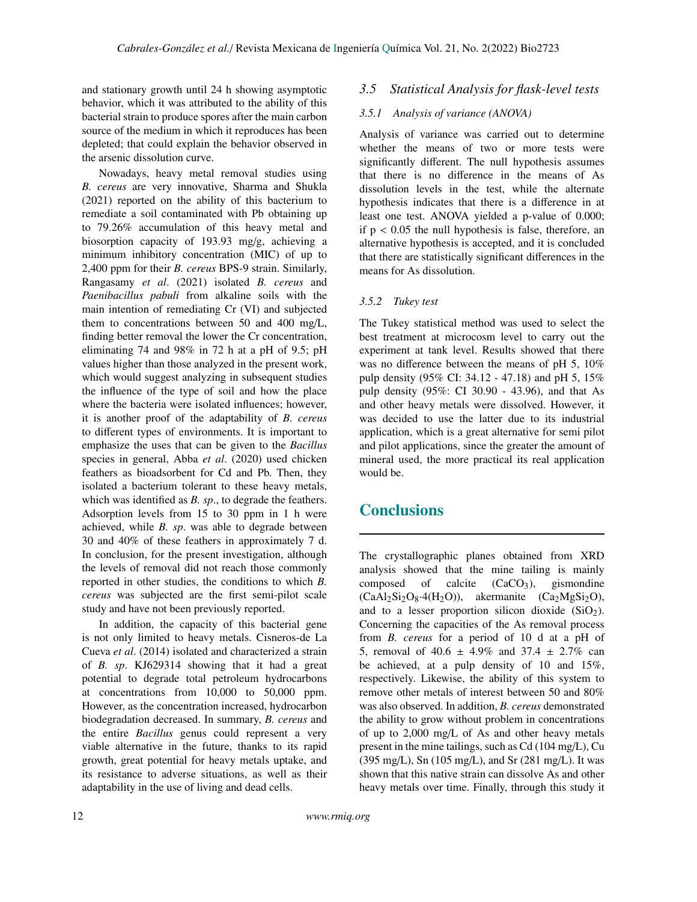and stationary growth until 24 h showing asymptotic behavior, which it was attributed to the ability of this bacterial strain to produce spores after the main carbon source of the medium in which it reproduces has been depleted; that could explain the behavior observed in the arsenic dissolution curve.

Nowadays, heavy metal removal studies using *B. cereus* are very innovative, Sharma and Shukla (2021) reported on the ability of this bacterium to remediate a soil contaminated with Pb obtaining up to 79.26% accumulation of this heavy metal and biosorption capacity of 193.93 mg/g, achieving a minimum inhibitory concentration (MIC) of up to 2,400 ppm for their *B. cereus* BPS-9 strain. Similarly, Rangasamy *et al*. (2021) isolated *B. cereus* and *Paenibacillus pabuli* from alkaline soils with the main intention of remediating Cr (VI) and subjected them to concentrations between 50 and 400 mg/L, finding better removal the lower the Cr concentration, eliminating 74 and 98% in 72 h at a pH of 9.5; pH values higher than those analyzed in the present work, which would suggest analyzing in subsequent studies the influence of the type of soil and how the place where the bacteria were isolated influences; however, it is another proof of the adaptability of *B. cereus* to different types of environments. It is important to emphasize the uses that can be given to the *Bacillus* species in general, Abba *et al*. (2020) used chicken feathers as bioadsorbent for Cd and Pb. Then, they isolated a bacterium tolerant to these heavy metals, which was identified as *B. sp*., to degrade the feathers. Adsorption levels from 15 to 30 ppm in 1 h were achieved, while *B. sp*. was able to degrade between 30 and 40% of these feathers in approximately 7 d. In conclusion, for the present investigation, although the levels of removal did not reach those commonly reported in other studies, the conditions to which *B. cereus* was subjected are the first semi-pilot scale study and have not been previously reported.

In addition, the capacity of this bacterial gene is not only limited to heavy metals. Cisneros-de La Cueva *et al*. (2014) isolated and characterized a strain of *B. sp*. KJ629314 showing that it had a great potential to degrade total petroleum hydrocarbons at concentrations from 10,000 to 50,000 ppm. However, as the concentration increased, hydrocarbon biodegradation decreased. In summary, *B. cereus* and the entire *Bacillus* genus could represent a very viable alternative in the future, thanks to its rapid growth, great potential for heavy metals uptake, and its resistance to adverse situations, as well as their adaptability in the use of living and dead cells.

### *3.5 Statistical Analysis for flask-level tests*

#### *3.5.1 Analysis of variance (ANOVA)*

Analysis of variance was carried out to determine whether the means of two or more tests were significantly different. The null hypothesis assumes that there is no difference in the means of As dissolution levels in the test, while the alternate hypothesis indicates that there is a difference in at least one test. ANOVA yielded a p-value of 0.000; if $p < 0.05$ the null hypothesis is false, therefore, an alternative hypothesis is accepted, and it is concluded that there are statistically significant differences in the means for As dissolution.

#### *3.5.2 Tukey test*

The Tukey statistical method was used to select the best treatment at microcosm level to carry out the experiment at tank level. Results showed that there was no difference between the means of pH 5, 10% pulp density (95% CI: 34.12 - 47.18) and pH 5, 15% pulp density (95%: CI 30.90 - 43.96), and that As and other heavy metals were dissolved. However, it was decided to use the latter due to its industrial application, which is a great alternative for semi pilot and pilot applications, since the greater the amount of mineral used, the more practical its real application would be.

## Conclusions

The crystallographic planes obtained from XRD analysis showed that the mine tailing is mainly composed of calcite ($CaCO_3$), gismondine ($CaAl_2Si_2O_8 \cdot 4(H_2O)$), akermanite ($Ca_2MgSi_2O$), and to a lesser proportion silicon dioxide ($SiO_2$). Concerning the capacities of the As removal process from *B. cereus* for a period of 10 d at a pH of 5, removal of 40.6 ± 4.9% and 37.4 ± 2.7% can be achieved, at a pulp density of 10 and 15%, respectively. Likewise, the ability of this system to remove other metals of interest between 50 and 80% was also observed. In addition, *B. cereus* demonstrated the ability to grow without problem in concentrations of up to 2,000 mg/L of As and other heavy metals present in the mine tailings, such as Cd (104 mg/L), Cu (395 mg/L), Sn (105 mg/L), and Sr (281 mg/L). It was shown that this native strain can dissolve As and other heavy metals over time. Finally, through this study it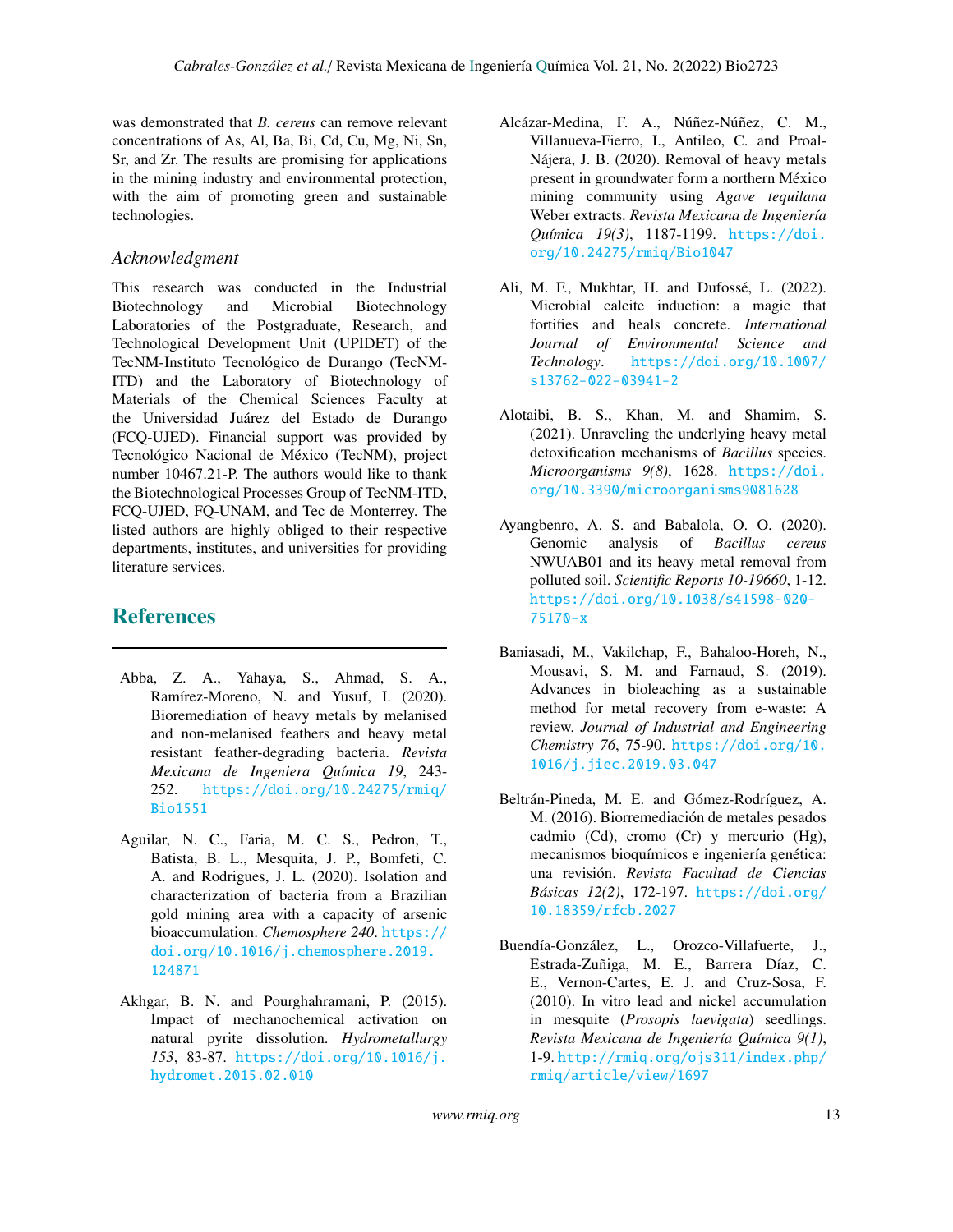was demonstrated that *B. cereus* can remove relevant concentrations of As, Al, Ba, Bi, Cd, Cu, Mg, Ni, Sn, Sr, and Zr. The results are promising for applications in the mining industry and environmental protection, with the aim of promoting green and sustainable technologies.

### *Acknowledgment*

This research was conducted in the Industrial Biotechnology and Microbial Biotechnology Laboratories of the Postgraduate, Research, and Technological Development Unit (UPIDET) of the TecNM-Instituto Tecnológico de Durango (TecNM-ITD) and the Laboratory of Biotechnology of Materials of the Chemical Sciences Faculty at the Universidad Juárez del Estado de Durango (FCQ-UJED). Financial support was provided by Tecnológico Nacional de México (TecNM), project number 10467.21-P. The authors would like to thank the Biotechnological Processes Group of TecNM-ITD, FCQ-UJED, FQ-UNAM, and Tec de Monterrey. The listed authors are highly obliged to their respective departments, institutes, and universities for providing literature services.

## References

Abba, Z. A., Yahaya, S., Ahmad, S. A., Ramírez-Moreno, N. and Yusuf, I. (2020). Bioremediation of heavy metals by melanised and non-melanised feathers and heavy metal resistant feather-degrading bacteria. *Revista Mexicana de Ingeniera Química 19*, 243-252. https://doi.org/10.24275/rmiq/Bio1551

Aguilar, N. C., Faria, M. C. S., Pedron, T., Batista, B. L., Mesquita, J. P., Bomfeti, C. A. and Rodrigues, J. L. (2020). Isolation and characterization of bacteria from a Brazilian gold mining area with a capacity of arsenic bioaccumulation. *Chemosphere 240*. https://doi.org/10.1016/j.chemosphere.2019.124871

Akhgar, B. N. and Pourghahramani, P. (2015). Impact of mechanochemical activation on natural pyrite dissolution. *Hydrometallurgy 153*, 83-87. https://doi.org/10.1016/j.hydromet.2015.02.010

Alcázar-Medina, F. A., Núñez-Núñez, C. M., Villanueva-Fierro, I., Antileo, C. and Proal-Nájera, J. B. (2020). Removal of heavy metals present in groundwater form a northern México mining community using *Agave tequilana* Weber extracts. *Revista Mexicana de Ingeniería Química 19(3)*, 1187-1199. https://doi.org/10.24275/rmiq/Bio1047

Ali, M. F., Mukhtar, H. and Dufossé, L. (2022). Microbial calcite induction: a magic that fortifies and heals concrete. *International Journal of Environmental Science and Technology*. https://doi.org/10.1007/s13762-022-03941-2

Alotaibi, B. S., Khan, M. and Shamim, S. (2021). Unraveling the underlying heavy metal detoxification mechanisms of *Bacillus* species. *Microorganisms 9(8)*, 1628. https://doi.org/10.3390/microorganisms9081628

Ayangbenro, A. S. and Babalola, O. O. (2020). Genomic analysis of *Bacillus cereus* NWUAB01 and its heavy metal removal from polluted soil. *Scientific Reports 10-19660*, 1-12. https://doi.org/10.1038/s41598-020-75170-x

Baniasadi, M., Vakilchap, F., Bahaloo-Horeh, N., Mousavi, S. M. and Farnaud, S. (2019). Advances in bioleaching as a sustainable method for metal recovery from e-waste: A review. *Journal of Industrial and Engineering Chemistry 76*, 75-90. https://doi.org/10.1016/j.jiec.2019.03.047

Beltrán-Pineda, M. E. and Gómez-Rodríguez, A. M. (2016). Biorremediación de metales pesados cadmio (Cd), cromo (Cr) y mercurio (Hg), mecanismos bioquímicos e ingeniería genética: una revisión. *Revista Facultad de Ciencias Básicas 12(2)*, 172-197. https://doi.org/10.18359/rfcb.2027

Buendía-González, L., Orozco-Villafuerte, J., Estrada-Zuñiga, M. E., Barrera Díaz, C. E., Vernon-Cartes, E. J. and Cruz-Sosa, F. (2010). In vitro lead and nickel accumulation in mesquite (*Prosopis laevigata*) seedlings. *Revista Mexicana de Ingeniería Química 9(1)*, 1-9. http://rmiq.org/ojs311/index.php/rmiq/article/view/1697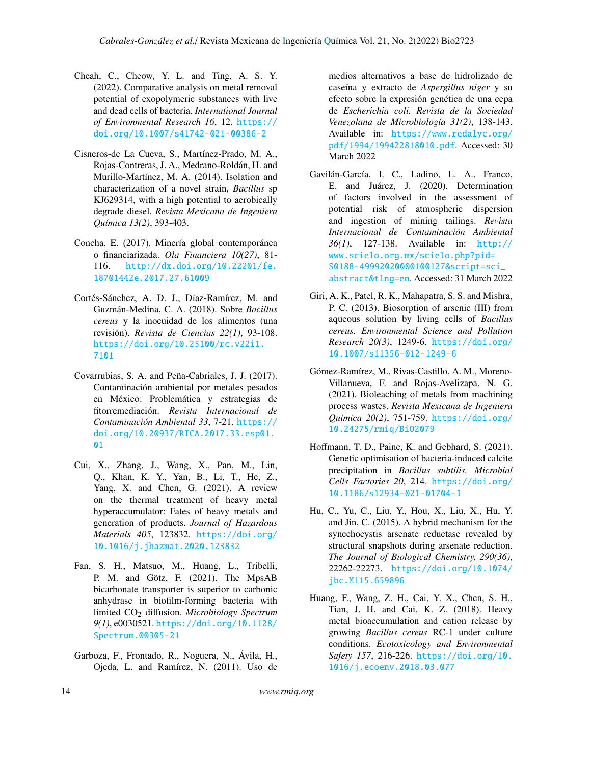Cheah, C., Cheow, Y. L. and Ting, A. S. Y. (2022). Comparative analysis on metal removal potential of exopolymeric substances with live and dead cells of bacteria. *International Journal of Environmental Research 16*, 12. https://doi.org/10.1007/s41742-021-00386-2

Cisneros-de La Cueva, S., Martínez-Prado, M. A., Rojas-Contreras, J. A., Medrano-Roldán, H. and Murillo-Martínez, M. A. (2014). Isolation and characterization of a novel strain, *Bacillus* sp KJ629314, with a high potential to aerobically degrade diesel. *Revista Mexicana de Ingeniera Química 13(2)*, 393-403.

Concha, E. (2017). Minería global contemporánea o financiarizada. *Ola Financiera 10(27)*, 81-116. http://dx.doi.org/10.22201/fe.18701442e.2017.27.61009

Cortés-Sánchez, A. D. J., Díaz-Ramírez, M. and Guzmán-Medina, C. A. (2018). Sobre *Bacillus cereus* y la inocuidad de los alimentos (una revisión). *Revista de Ciencias 22(1)*, 93-108. https://doi.org/10.25100/rc.v22i1.7101

Covarrubias, S. A. and Peña-Cabriales, J. J. (2017). Contaminación ambiental por metales pesados en México: Problemática y estrategias de fitorremediación. *Revista Internacional de Contaminación Ambiental 33*, 7-21. https://doi.org/10.20937/RICA.2017.33.esp01.01

Cui, X., Zhang, J., Wang, X., Pan, M., Lin, Q., Khan, K. Y., Yan, B., Li, T., He, Z., Yang, X. and Chen, G. (2021). A review on the thermal treatment of heavy metal hyperaccumulator: Fates of heavy metals and generation of products. *Journal of Hazardous Materials 405*, 123832. https://doi.org/10.1016/j.jhazmat.2020.123832

Fan, S. H., Matsuo, M., Huang, L., Tribelli, P. M. and Götz, F. (2021). The MpsAB bicarbonate transporter is superior to carbonic anhydrase in biofilm-forming bacteria with limited $CO_2$ diffusion. *Microbiology Spectrum 9(1)*, e0030521. https://doi.org/10.1128/Spectrum.00305-21

Garboza, F., Frontado, R., Noguera, N., Ávila, H., Ojeda, L. and Ramírez, N. (2011). Uso de medios alternativos a base de hidrolizado de caseína y extracto de *Aspergillus niger* y su efecto sobre la expresión genética de una cepa de *Escherichia coli. Revista de la Sociedad Venezolana de Microbiología 31(2)*, 138-143. Available in: https://www.redalyc.org/pdf/1994/199422818010.pdf. Accessed: 30 March 2022

Gavilán-García, I. C., Ladino, L. A., Franco, E. and Juárez, J. (2020). Determination of factors involved in the assessment of potential risk of atmospheric dispersion and ingestion of mining tailings. *Revista Internacional de Contaminación Ambiental 36(1)*, 127-138. Available in: http://www.scielo.org.mx/scielo.php?pid=S0188-49992020000100127&script=sci_abstract&tlng=en. Accessed: 31 March 2022

Giri, A. K., Patel, R. K., Mahapatra, S. S. and Mishra, P. C. (2013). Biosorption of arsenic (III) from aqueous solution by living cells of *Bacillus cereus. Environmental Science and Pollution Research 20(3)*, 1249-6. https://doi.org/10.1007/s11356-012-1249-6

Gómez-Ramírez, M., Rivas-Castillo, A. M., Moreno-Villanueva, F. and Rojas-Avelizapa, N. G. (2021). Bioleaching of metals from machining process wastes. *Revista Mexicana de Ingeniera Quimica 20(2)*, 751-759. https://doi.org/10.24275/rmiq/Bio2079

Hoffmann, T. D., Paine, K. and Gebhard, S. (2021). Genetic optimisation of bacteria-induced calcite precipitation in *Bacillus subtilis. Microbial Cells Factories 20*, 214. https://doi.org/10.1186/s12934-021-01704-1

Hu, C., Yu, C., Liu, Y., Hou, X., Liu, X., Hu, Y. and Jin, C. (2015). A hybrid mechanism for the synechocystis arsenate reductase revealed by structural snapshots during arsenate reduction. *The Journal of Biological Chemistry, 290(36)*, 22262-22273. https://doi.org/10.1074/jbc.M115.659896

Huang, F., Wang, Z. H., Cai, Y. X., Chen, S. H., Tian, J. H. and Cai, K. Z. (2018). Heavy metal bioaccumulation and cation release by growing *Bacillus cereus* RC-1 under culture conditions. *Ecotoxicology and Environmental Safety 157*, 216-226. https://doi.org/10.1016/j.ecoenv.2018.03.077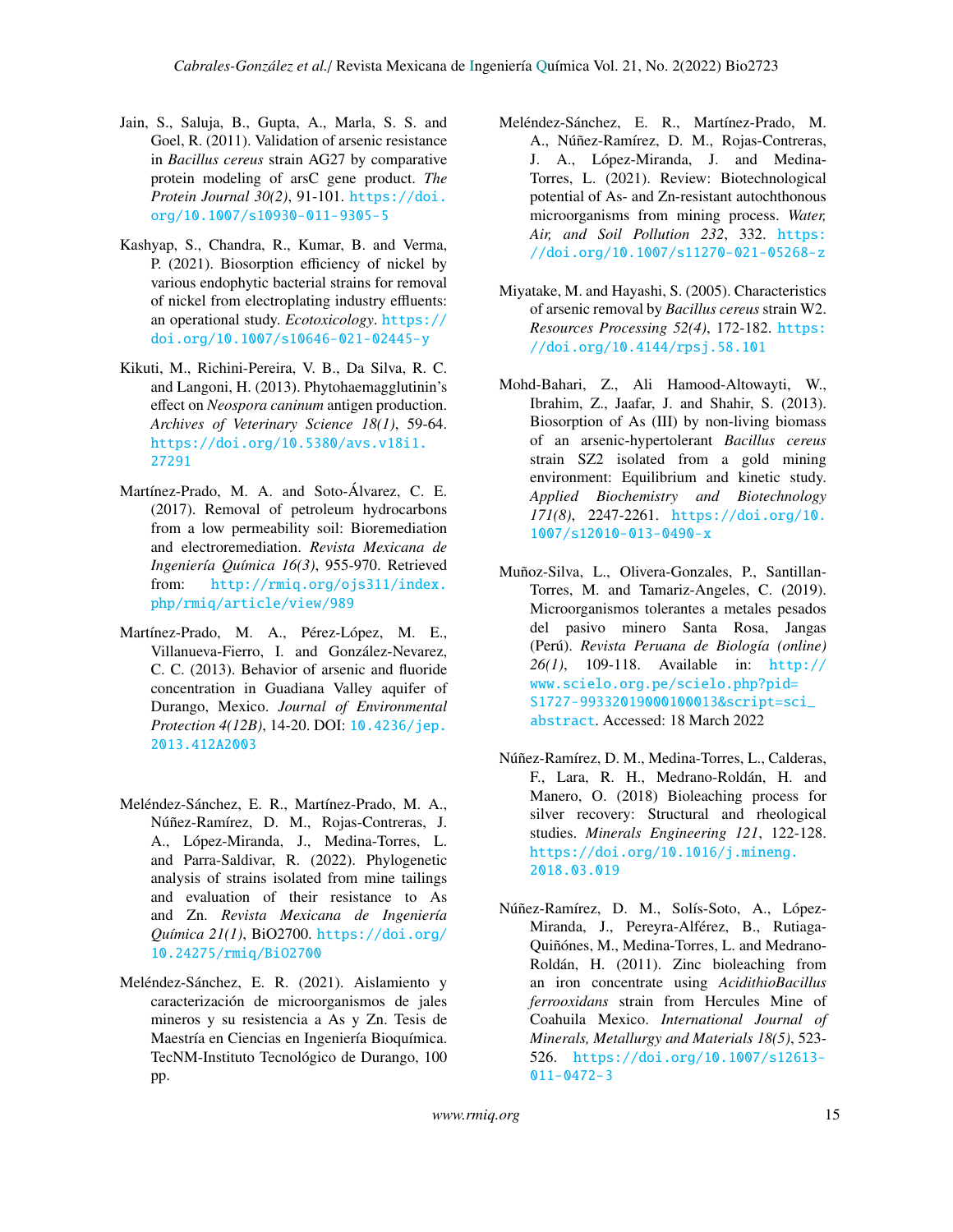Jain, S., Saluja, B., Gupta, A., Marla, S. S. and Goel, R. (2011). Validation of arsenic resistance in *Bacillus cereus* strain AG27 by comparative protein modeling of arsC gene product. *The Protein Journal 30(2)*, 91-101. https://doi.org/10.1007/s10930-011-9305-5

Kashyap, S., Chandra, R., Kumar, B. and Verma, P. (2021). Biosorption efficiency of nickel by various endophytic bacterial strains for removal of nickel from electroplating industry effluents: an operational study. *Ecotoxicology*. https://doi.org/10.1007/s10646-021-02445-y

Kikuti, M., Richini-Pereira, V. B., Da Silva, R. C. and Langoni, H. (2013). Phytohaemagglutinin's effect on *Neospora caninum* antigen production. *Archives of Veterinary Science 18(1)*, 59-64. https://doi.org/10.5380/avs.v18i1.27291

Martínez-Prado, M. A. and Soto-Álvarez, C. E. (2017). Removal of petroleum hydrocarbons from a low permeability soil: Bioremediation and electroremediation. *Revista Mexicana de Ingeniería Química 16(3)*, 955-970. Retrieved from: http://rmiq.org/ojs311/index.php/rmiq/article/view/989

Martínez-Prado, M. A., Pérez-López, M. E., Villanueva-Fierro, I. and González-Nevarez, C. C. (2013). Behavior of arsenic and fluoride concentration in Guadiana Valley aquifer of Durango, Mexico. *Journal of Environmental Protection 4(12B)*, 14-20. DOI: 10.4236/jep.2013.412A2003

Meléndez-Sánchez, E. R., Martínez-Prado, M. A., Núñez-Ramírez, D. M., Rojas-Contreras, J. A., López-Miranda, J., Medina-Torres, L. and Parra-Saldivar, R. (2022). Phylogenetic analysis of strains isolated from mine tailings and evaluation of their resistance to As and Zn. *Revista Mexicana de Ingeniería Química 21(1)*, BiO2700. https://doi.org/10.24275/rmiq/Bio2700

Meléndez-Sánchez, E. R. (2021). Aislamiento y caracterización de microorganismos de jales mineros y su resistencia a As y Zn. Tesis de Maestría en Ciencias en Ingeniería Bioquímica. TecNM-Instituto Tecnológico de Durango, 100 pp.

Meléndez-Sánchez, E. R., Martínez-Prado, M. A., Núñez-Ramírez, D. M., Rojas-Contreras, J. A., López-Miranda, J. and Medina-Torres, L. (2021). Review: Biotechnological potential of As- and Zn-resistant autochthonous microorganisms from mining process. *Water, Air, and Soil Pollution 232*, 332. https://doi.org/10.1007/s11270-021-05268-z

Miyatake, M. and Hayashi, S. (2005). Characteristics of arsenic removal by *Bacillus cereus* strain W2. *Resources Processing 52(4)*, 172-182. https://doi.org/10.4144/rpsj.58.101

Mohd-Bahari, Z., Ali Hamood-Altowayti, W., Ibrahim, Z., Jaafar, J. and Shahir, S. (2013). Biosorption of As (III) by non-living biomass of an arsenic-hypertolerant *Bacillus cereus* strain SZ2 isolated from a gold mining environment: Equilibrium and kinetic study. *Applied Biochemistry and Biotechnology 171(8)*, 2247-2261. https://doi.org/10.1007/s12010-013-0490-x

Muñoz-Silva, L., Olivera-Gonzales, P., Santillan-Torres, M. and Tamariz-Angeles, C. (2019). Microorganismos tolerantes a metales pesados del pasivo minero Santa Rosa, Jangas (Perú). *Revista Peruana de Biología (online) 26(1)*, 109-118. Available in: http://www.scielo.org.pe/scielo.php?pid=S1727-99332019000100013&script=sci_abstract. Accessed: 18 March 2022

Núñez-Ramírez, D. M., Medina-Torres, L., Calderas, F., Lara, R. H., Medrano-Roldán, H. and Manero, O. (2018) Bioleaching process for silver recovery: Structural and rheological studies. *Minerals Engineering 121*, 122-128. https://doi.org/10.1016/j.mineng.2018.03.019

Núñez-Ramírez, D. M., Solís-Soto, A., López-Miranda, J., Pereyra-Alférez, B., Rutiaga-Quiñónes, M., Medina-Torres, L. and Medrano-Roldán, H. (2011). Zinc bioleaching from an iron concentrate using *AcidithioBacillus ferrooxidans* strain from Hercules Mine of Coahuila Mexico. *International Journal of Minerals, Metallurgy and Materials 18(5)*, 523-526. https://doi.org/10.1007/s12613-011-0472-3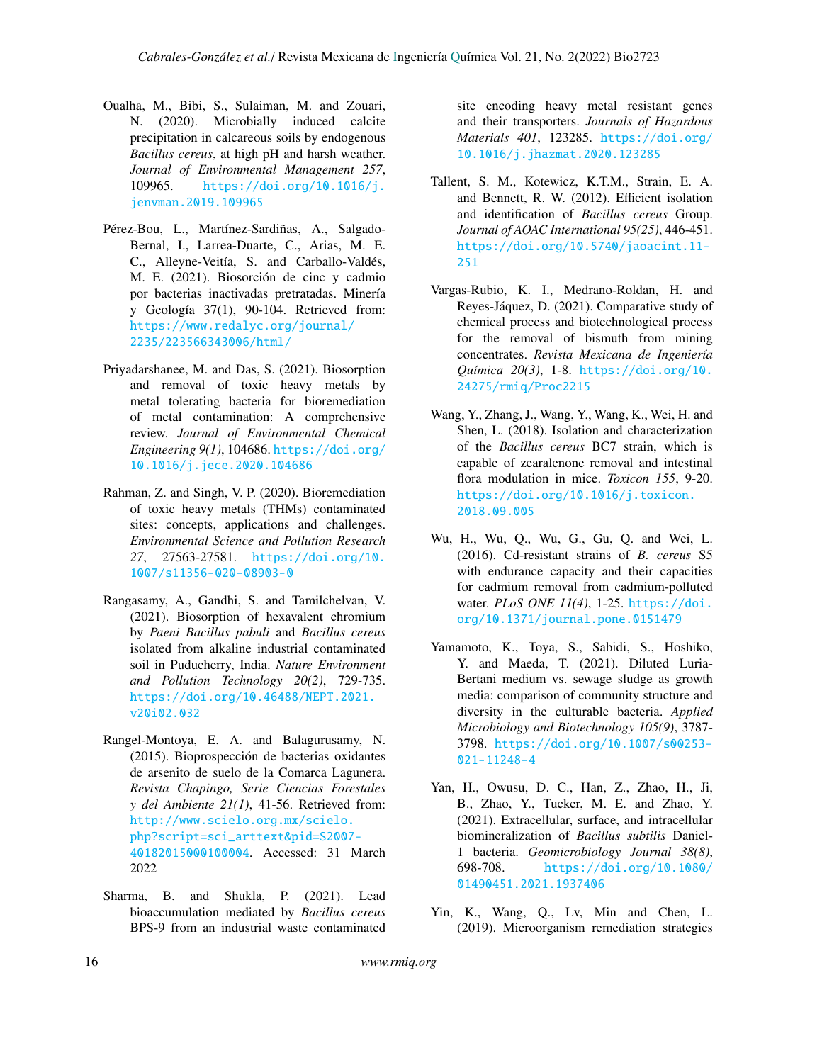Oualha, M., Bibi, S., Sulaiman, M. and Zouari, N. (2020). Microbially induced calcite precipitation in calcareous soils by endogenous *Bacillus cereus*, at high pH and harsh weather. *Journal of Environmental Management 257*, 109965. https://doi.org/10.1016/j.jenvman.2019.109965

Pérez-Bou, L., Martínez-Sardiñas, A., Salgado-Bernal, I., Larrea-Duarte, C., Arias, M. E. C., Alleyne-Veitía, S. and Carballo-Valdés, M. E. (2021). Biosorción de cinc y cadmio por bacterias inactivadas pretratadas. Minería y Geología 37(1), 90-104. Retrieved from: https://www.redalyc.org/journal/2235/223566343006/html/

Priyadarshanee, M. and Das, S. (2021). Biosorption and removal of toxic heavy metals by metal tolerating bacteria for bioremediation of metal contamination: A comprehensive review. *Journal of Environmental Chemical Engineering 9(1)*, 104686. https://doi.org/10.1016/j.jece.2020.104686

Rahman, Z. and Singh, V. P. (2020). Bioremediation of toxic heavy metals (THMs) contaminated sites: concepts, applications and challenges. *Environmental Science and Pollution Research 27*, 27563-27581. https://doi.org/10.1007/s11356-020-08903-0

Rangasamy, A., Gandhi, S. and Tamilchelvan, V. (2021). Biosorption of hexavalent chromium by *Paeni Bacillus pabuli* and *Bacillus cereus* isolated from alkaline industrial contaminated soil in Puducherry, India. *Nature Environment and Pollution Technology 20(2)*, 729-735. https://doi.org/10.46488/NEPT.2021.v20i02.032

Rangel-Montoya, E. A. and Balagurusamy, N. (2015). Bioprospección de bacterias oxidantes de arsenito de suelo de la Comarca Lagunera. *Revista Chapingo, Serie Ciencias Forestales y del Ambiente 21(1)*, 41-56. Retrieved from: http://www.scielo.org.mx/scielo.php?script=sci_arttext&pid=S2007-40182015000100004. Accessed: 31 March 2022

Sharma, B. and Shukla, P. (2021). Lead bioaccumulation mediated by *Bacillus cereus* BPS-9 from an industrial waste contaminated site encoding heavy metal resistant genes and their transporters. *Journals of Hazardous Materials 401*, 123285. https://doi.org/10.1016/j.jhazmat.2020.123285

Tallent, S. M., Kotewicz, K.T.M., Strain, E. A. and Bennett, R. W. (2012). Efficient isolation and identification of *Bacillus cereus* Group. *Journal of AOAC International 95(25)*, 446-451. https://doi.org/10.5740/jaoacint.11-251

Vargas-Rubio, K. I., Medrano-Roldan, H. and Reyes-Jáquez, D. (2021). Comparative study of chemical process and biotechnological process for the removal of bismuth from mining concentrates. *Revista Mexicana de Ingeniería Química 20(3)*, 1-8. https://doi.org/10.24275/rmiq/Proc2215

Wang, Y., Zhang, J., Wang, Y., Wang, K., Wei, H. and Shen, L. (2018). Isolation and characterization of the *Bacillus cereus* BC7 strain, which is capable of zearalenone removal and intestinal flora modulation in mice. *Toxicon 155*, 9-20. https://doi.org/10.1016/j.toxicon.2018.09.005

Wu, H., Wu, Q., Wu, G., Gu, Q. and Wei, L. (2016). Cd-resistant strains of *B. cereus* S5 with endurance capacity and their capacities for cadmium removal from cadmium-polluted water. *PLoS ONE 11(4)*, 1-25. https://doi.org/10.1371/journal.pone.0151479

Yamamoto, K., Toya, S., Sabidi, S., Hoshiko, Y. and Maeda, T. (2021). Diluted Luria-Bertani medium vs. sewage sludge as growth media: comparison of community structure and diversity in the culturable bacteria. *Applied Microbiology and Biotechnology 105(9)*, 3787-3798. https://doi.org/10.1007/s00253-021-11248-4

Yan, H., Owusu, D. C., Han, Z., Zhao, H., Ji, B., Zhao, Y., Tucker, M. E. and Zhao, Y. (2021). Extracellular, surface, and intracellular biomineralization of *Bacillus subtilis* Daniel-1 bacteria. *Geomicrobiology Journal 38(8)*, 698-708. https://doi.org/10.1080/01490451.2021.1937406

Yin, K., Wang, Q., Lv, Min and Chen, L. (2019). Microorganism remediation strategies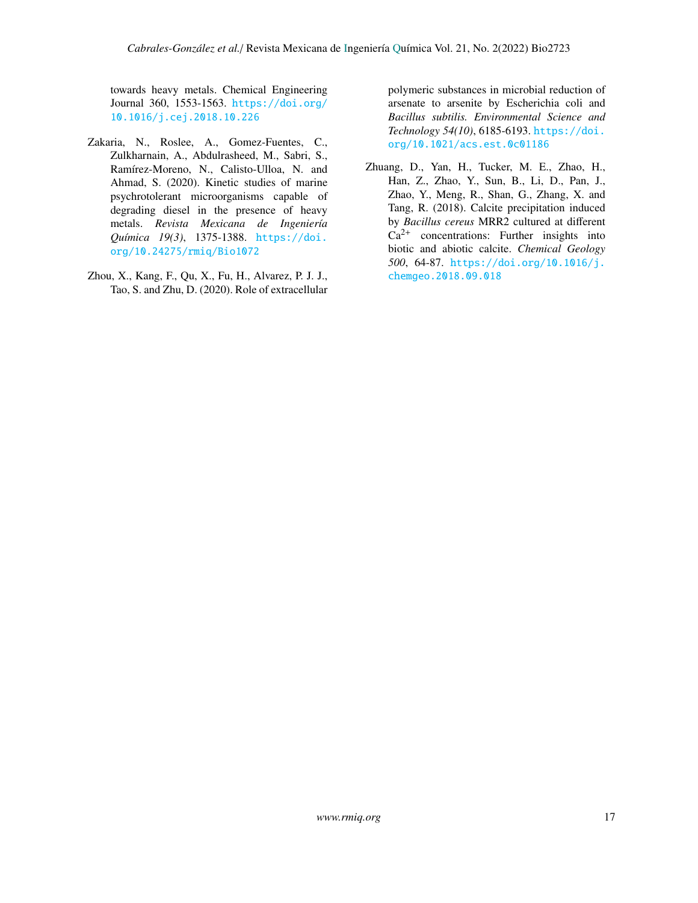towards heavy metals. Chemical Engineering Journal 360, 1553-1563. https://doi.org/10.1016/j.cej.2018.10.226

Zakaria, N., Roslee, A., Gomez-Fuentes, C., Zulkharnain, A., Abdulrasheed, M., Sabri, S., Ramírez-Moreno, N., Calisto-Ulloa, N. and Ahmad, S. (2020). Kinetic studies of marine psychrotolerant microorganisms capable of degrading diesel in the presence of heavy metals. *Revista Mexicana de Ingeniería Química 19(3)*, 1375-1388. https://doi.org/10.24275/rmiq/Bio1072

Zhou, X., Kang, F., Qu, X., Fu, H., Alvarez, P. J. J., Tao, S. and Zhu, D. (2020). Role of extracellular polymeric substances in microbial reduction of arsenate to arsenite by Escherichia coli and *Bacillus subtilis. Environmental Science and Technology 54(10)*, 6185-6193. https://doi.org/10.1021/acs.est.0c01186

Zhuang, D., Yan, H., Tucker, M. E., Zhao, H., Han, Z., Zhao, Y., Sun, B., Li, D., Pan, J., Zhao, Y., Meng, R., Shan, G., Zhang, X. and Tang, R. (2018). Calcite precipitation induced by *Bacillus cereus* MRR2 cultured at different $Ca^{2+}$ concentrations: Further insights into biotic and abiotic calcite. *Chemical Geology 500*, 64-87. https://doi.org/10.1016/j.chemgeo.2018.09.018